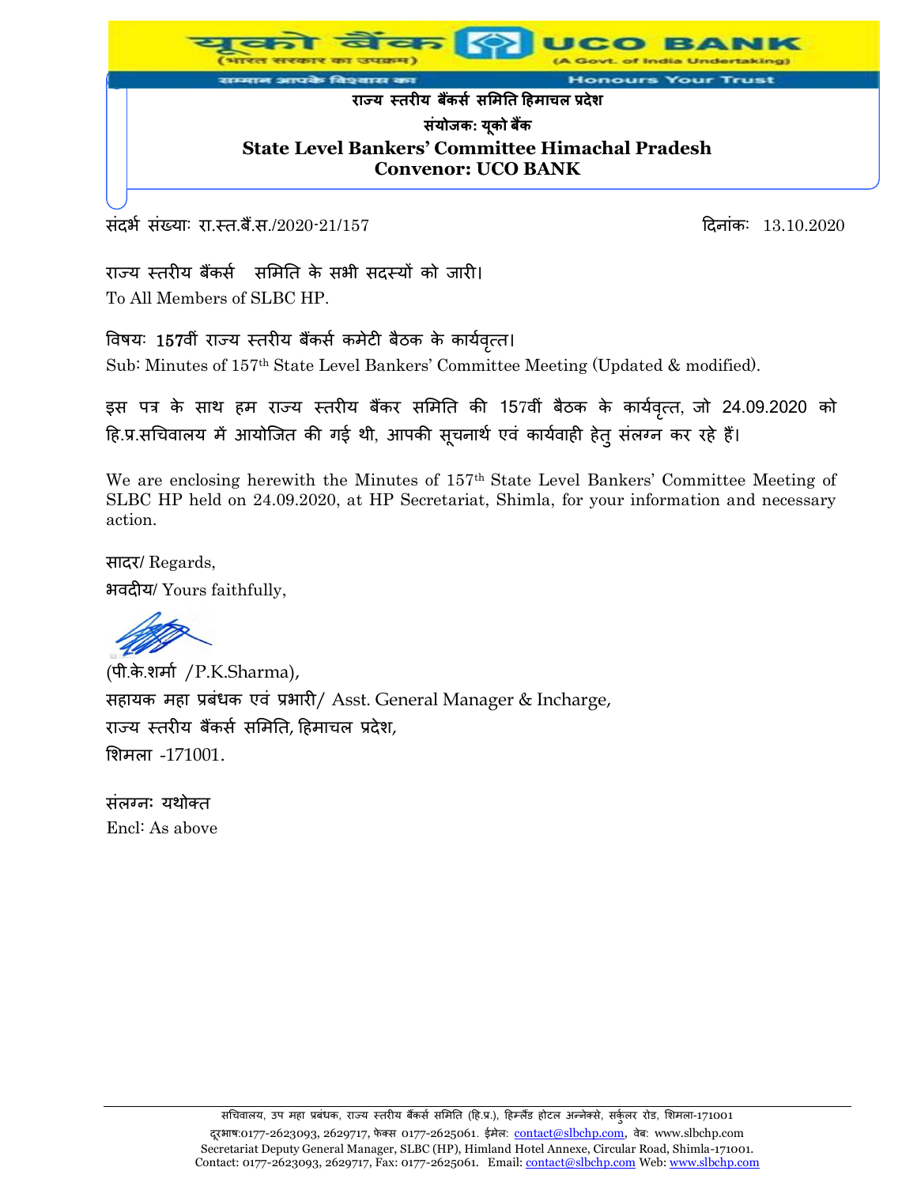यूको बैंक (भारत सरकार का उपक्रम) UCO BANK (A Govt. of India Undertaking)

सम्मान आपके विश्वास का — Honours Your Trust

**राज्य स्तरीय बैंकर्स समिति हिमाचल प्रदेश**

**संयोजक: यूको बैंक**

**State Level Bankers' Committee Himachal Pradesh**
**Convenor: UCO BANK**

संदर्भ संख्याः रा.स्त.बैं.स./2020-21/157 — दिनांकः 13.10.2020

राज्य स्तरीय बैंकर्स समिति के सभी सदस्यों को जारी।
To All Members of SLBC HP.

विषयः 157वीं राज्य स्तरीय बैंकर्स कमेटी बैठक के कार्यवृत्त।
Sub: Minutes of 157th State Level Bankers' Committee Meeting (Updated & modified).

इस पत्र के साथ हम राज्य स्तरीय बैंकर समिति की 157वीं बैठक के कार्यवृत्त, जो 24.09.2020 को हि.प्र.सचिवालय में आयोजित की गई थी, आपकी सूचनार्थ एवं कार्यवाही हेतु संलग्न कर रहे हैं।

We are enclosing herewith the Minutes of 157th State Level Bankers' Committee Meeting of SLBC HP held on 24.09.2020, at HP Secretariat, Shimla, for your information and necessary action.

सादर/ Regards,
भवदीय/ Yours faithfully,

(पी.के.शर्मा /P.K.Sharma),
सहायक महा प्रबंधक एवं प्रभारी/ Asst. General Manager & Incharge,
राज्य स्तरीय बैंकर्स समिति, हिमाचल प्रदेश,
शिमला -171001.

संलग्नः यथोक्त
Encl: As above

सचिवालय, उप महा प्रबंधक, राज्य स्तरीय बैंकर्स समिति (हि.प्र.), हिम्लैंड होटल अन्नेक्से, सर्कुलर रोड, शिमला-171001
दूरभाष:0177-2623093, 2629717, फेक्स 0177-2625061. ईमेल: contact@slbchp.com, वेब: www.slbchp.com
Secretariat Deputy General Manager, SLBC (HP), Himland Hotel Annexe, Circular Road, Shimla-171001.
Contact: 0177-2623093, 2629717, Fax: 0177-2625061. Email: contact@slbchp.com Web: www.slbchp.com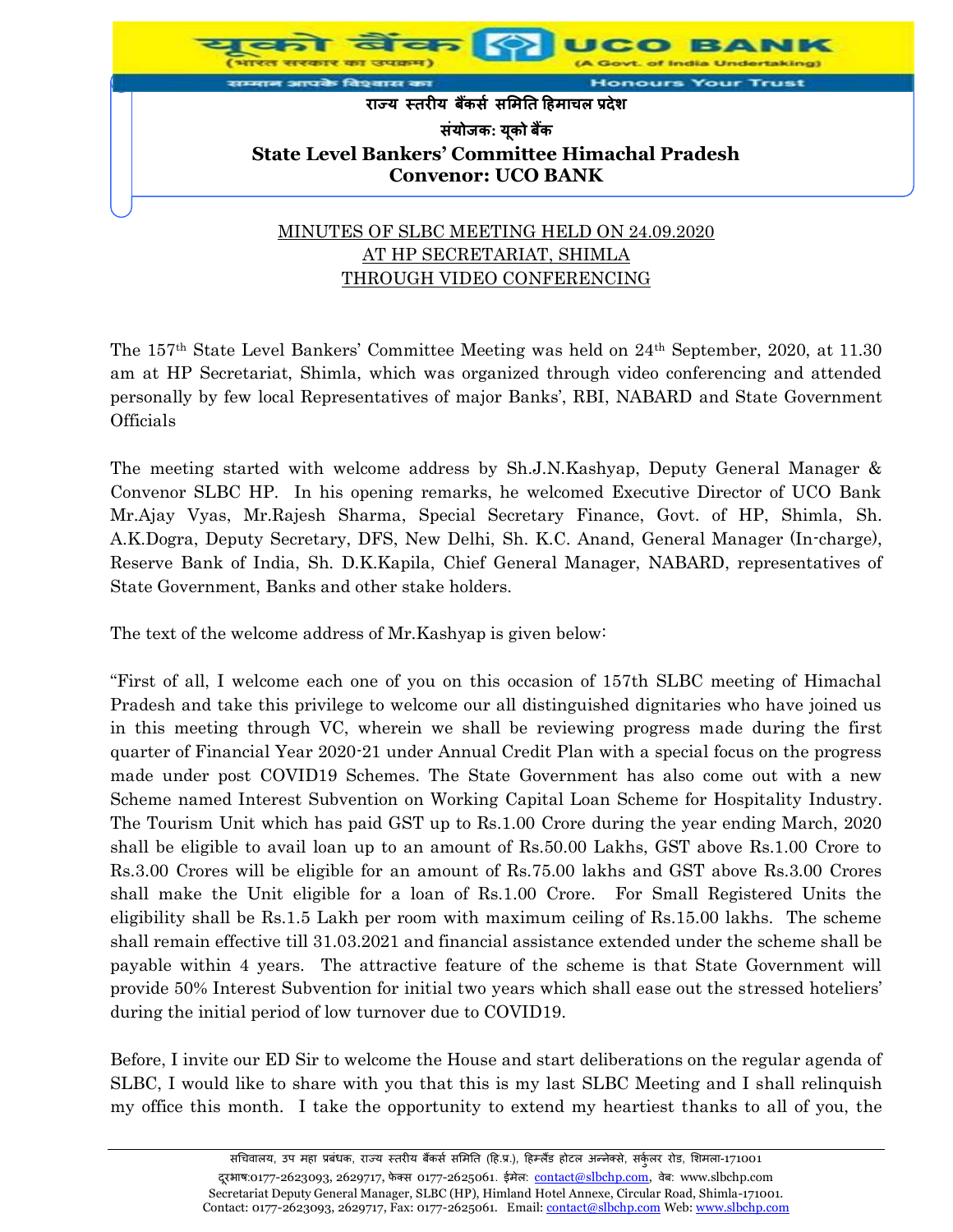राज्य स्तरीय बैंकर्स समिति हिमाचल प्रदेश

संयोजक: यूको बैंक

**State Level Bankers' Committee Himachal Pradesh**
**Convenor: UCO BANK**

## MINUTES OF SLBC MEETING HELD ON 24.09.2020 AT HP SECRETARIAT, SHIMLA THROUGH VIDEO CONFERENCING

The 157th State Level Bankers' Committee Meeting was held on 24th September, 2020, at 11.30 am at HP Secretariat, Shimla, which was organized through video conferencing and attended personally by few local Representatives of major Banks', RBI, NABARD and State Government Officials

The meeting started with welcome address by Sh.J.N.Kashyap, Deputy General Manager & Convenor SLBC HP. In his opening remarks, he welcomed Executive Director of UCO Bank Mr.Ajay Vyas, Mr.Rajesh Sharma, Special Secretary Finance, Govt. of HP, Shimla, Sh. A.K.Dogra, Deputy Secretary, DFS, New Delhi, Sh. K.C. Anand, General Manager (In-charge), Reserve Bank of India, Sh. D.K.Kapila, Chief General Manager, NABARD, representatives of State Government, Banks and other stake holders.

The text of the welcome address of Mr.Kashyap is given below:

"First of all, I welcome each one of you on this occasion of 157th SLBC meeting of Himachal Pradesh and take this privilege to welcome our all distinguished dignitaries who have joined us in this meeting through VC, wherein we shall be reviewing progress made during the first quarter of Financial Year 2020-21 under Annual Credit Plan with a special focus on the progress made under post COVID19 Schemes. The State Government has also come out with a new Scheme named Interest Subvention on Working Capital Loan Scheme for Hospitality Industry. The Tourism Unit which has paid GST up to Rs.1.00 Crore during the year ending March, 2020 shall be eligible to avail loan up to an amount of Rs.50.00 Lakhs, GST above Rs.1.00 Crore to Rs.3.00 Crores will be eligible for an amount of Rs.75.00 lakhs and GST above Rs.3.00 Crores shall make the Unit eligible for a loan of Rs.1.00 Crore. For Small Registered Units the eligibility shall be Rs.1.5 Lakh per room with maximum ceiling of Rs.15.00 lakhs. The scheme shall remain effective till 31.03.2021 and financial assistance extended under the scheme shall be payable within 4 years. The attractive feature of the scheme is that State Government will provide 50% Interest Subvention for initial two years which shall ease out the stressed hoteliers' during the initial period of low turnover due to COVID19.

Before, I invite our ED Sir to welcome the House and start deliberations on the regular agenda of SLBC, I would like to share with you that this is my last SLBC Meeting and I shall relinquish my office this month. I take the opportunity to extend my heartiest thanks to all of you, the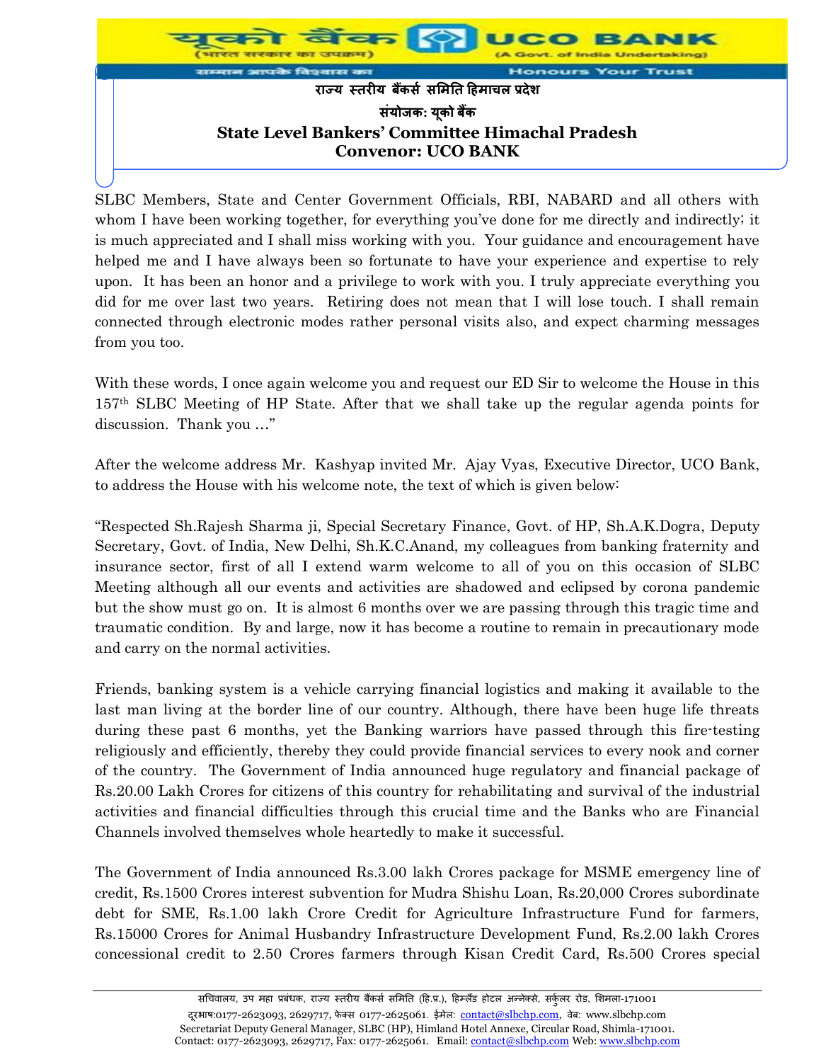SLBC Members, State and Center Government Officials, RBI, NABARD and all others with whom I have been working together, for everything you've done for me directly and indirectly; it is much appreciated and I shall miss working with you. Your guidance and encouragement have helped me and I have always been so fortunate to have your experience and expertise to rely upon. It has been an honor and a privilege to work with you. I truly appreciate everything you did for me over last two years. Retiring does not mean that I will lose touch. I shall remain connected through electronic modes rather personal visits also, and expect charming messages from you too.

With these words, I once again welcome you and request our ED Sir to welcome the House in this 157th SLBC Meeting of HP State. After that we shall take up the regular agenda points for discussion. Thank you …"

After the welcome address Mr. Kashyap invited Mr. Ajay Vyas, Executive Director, UCO Bank, to address the House with his welcome note, the text of which is given below:

"Respected Sh.Rajesh Sharma ji, Special Secretary Finance, Govt. of HP, Sh.A.K.Dogra, Deputy Secretary, Govt. of India, New Delhi, Sh.K.C.Anand, my colleagues from banking fraternity and insurance sector, first of all I extend warm welcome to all of you on this occasion of SLBC Meeting although all our events and activities are shadowed and eclipsed by corona pandemic but the show must go on. It is almost 6 months over we are passing through this tragic time and traumatic condition. By and large, now it has become a routine to remain in precautionary mode and carry on the normal activities.

Friends, banking system is a vehicle carrying financial logistics and making it available to the last man living at the border line of our country. Although, there have been huge life threats during these past 6 months, yet the Banking warriors have passed through this fire-testing religiously and efficiently, thereby they could provide financial services to every nook and corner of the country. The Government of India announced huge regulatory and financial package of Rs.20.00 Lakh Crores for citizens of this country for rehabilitating and survival of the industrial activities and financial difficulties through this crucial time and the Banks who are Financial Channels involved themselves whole heartedly to make it successful.

The Government of India announced Rs.3.00 lakh Crores package for MSME emergency line of credit, Rs.1500 Crores interest subvention for Mudra Shishu Loan, Rs.20,000 Crores subordinate debt for SME, Rs.1.00 lakh Crore Credit for Agriculture Infrastructure Fund for farmers, Rs.15000 Crores for Animal Husbandry Infrastructure Development Fund, Rs.2.00 lakh Crores concessional credit to 2.50 Crores farmers through Kisan Credit Card, Rs.500 Crores special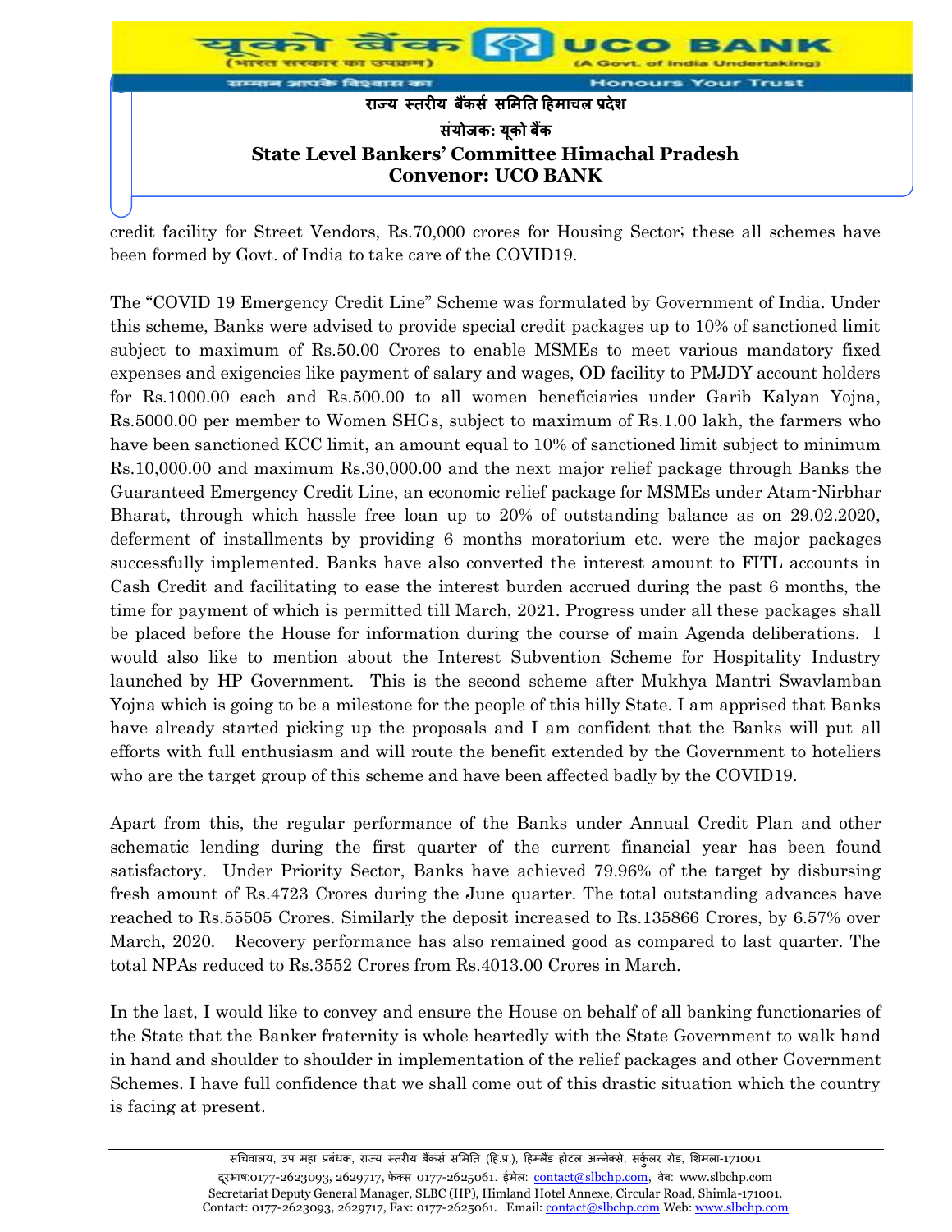credit facility for Street Vendors, Rs.70,000 crores for Housing Sector; these all schemes have been formed by Govt. of India to take care of the COVID19.

The "COVID 19 Emergency Credit Line" Scheme was formulated by Government of India. Under this scheme, Banks were advised to provide special credit packages up to 10% of sanctioned limit subject to maximum of Rs.50.00 Crores to enable MSMEs to meet various mandatory fixed expenses and exigencies like payment of salary and wages, OD facility to PMJDY account holders for Rs.1000.00 each and Rs.500.00 to all women beneficiaries under Garib Kalyan Yojna, Rs.5000.00 per member to Women SHGs, subject to maximum of Rs.1.00 lakh, the farmers who have been sanctioned KCC limit, an amount equal to 10% of sanctioned limit subject to minimum Rs.10,000.00 and maximum Rs.30,000.00 and the next major relief package through Banks the Guaranteed Emergency Credit Line, an economic relief package for MSMEs under Atam-Nirbhar Bharat, through which hassle free loan up to 20% of outstanding balance as on 29.02.2020, deferment of installments by providing 6 months moratorium etc. were the major packages successfully implemented. Banks have also converted the interest amount to FITL accounts in Cash Credit and facilitating to ease the interest burden accrued during the past 6 months, the time for payment of which is permitted till March, 2021. Progress under all these packages shall be placed before the House for information during the course of main Agenda deliberations. I would also like to mention about the Interest Subvention Scheme for Hospitality Industry launched by HP Government. This is the second scheme after Mukhya Mantri Swavlamban Yojna which is going to be a milestone for the people of this hilly State. I am apprised that Banks have already started picking up the proposals and I am confident that the Banks will put all efforts with full enthusiasm and will route the benefit extended by the Government to hoteliers who are the target group of this scheme and have been affected badly by the COVID19.

Apart from this, the regular performance of the Banks under Annual Credit Plan and other schematic lending during the first quarter of the current financial year has been found satisfactory. Under Priority Sector, Banks have achieved 79.96% of the target by disbursing fresh amount of Rs.4723 Crores during the June quarter. The total outstanding advances have reached to Rs.55505 Crores. Similarly the deposit increased to Rs.135866 Crores, by 6.57% over March, 2020. Recovery performance has also remained good as compared to last quarter. The total NPAs reduced to Rs.3552 Crores from Rs.4013.00 Crores in March.

In the last, I would like to convey and ensure the House on behalf of all banking functionaries of the State that the Banker fraternity is whole heartedly with the State Government to walk hand in hand and shoulder to shoulder in implementation of the relief packages and other Government Schemes. I have full confidence that we shall come out of this drastic situation which the country is facing at present.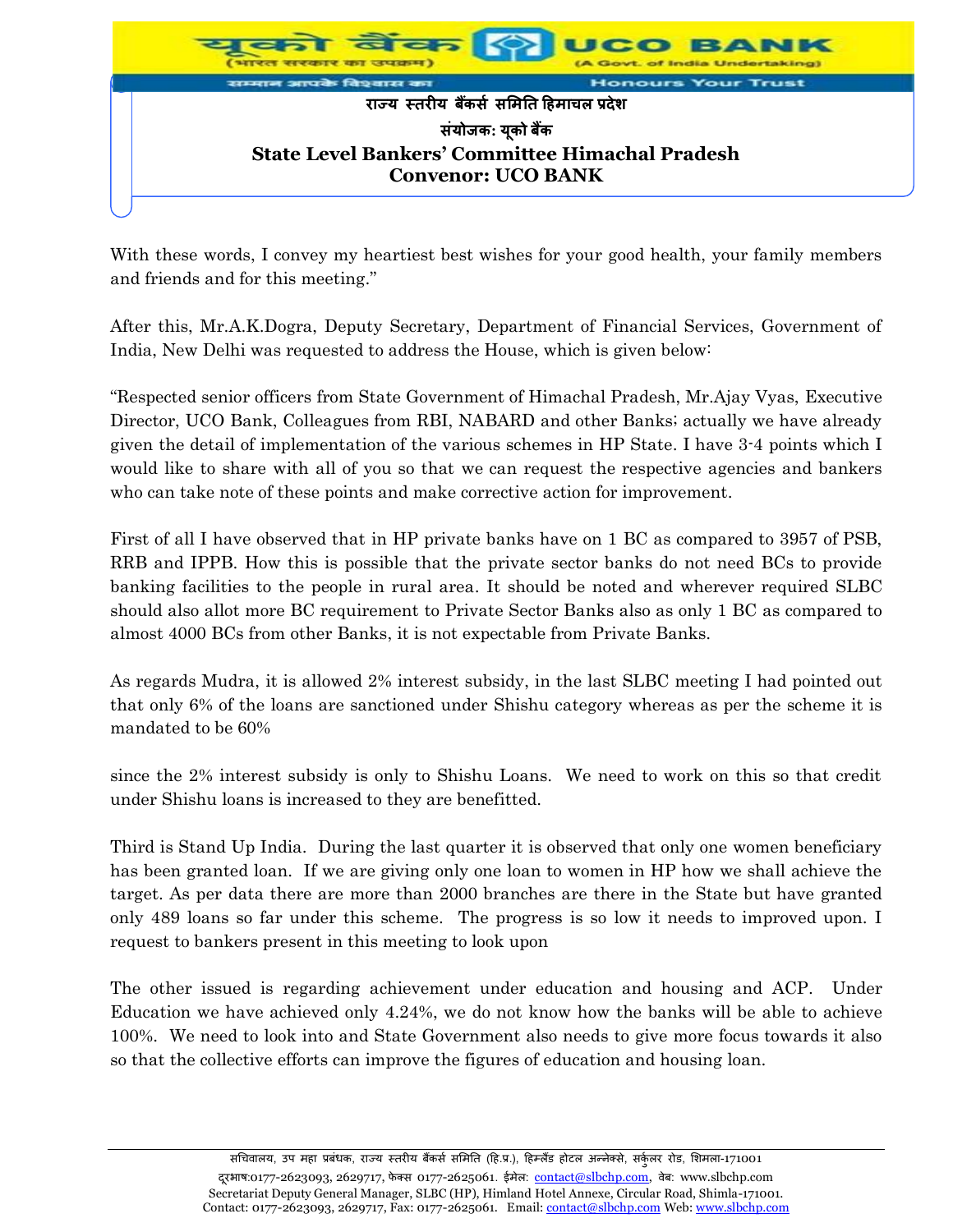With these words, I convey my heartiest best wishes for your good health, your family members and friends and for this meeting."

After this, Mr.A.K.Dogra, Deputy Secretary, Department of Financial Services, Government of India, New Delhi was requested to address the House, which is given below:

"Respected senior officers from State Government of Himachal Pradesh, Mr.Ajay Vyas, Executive Director, UCO Bank, Colleagues from RBI, NABARD and other Banks; actually we have already given the detail of implementation of the various schemes in HP State. I have 3-4 points which I would like to share with all of you so that we can request the respective agencies and bankers who can take note of these points and make corrective action for improvement.

First of all I have observed that in HP private banks have on 1 BC as compared to 3957 of PSB, RRB and IPPB. How this is possible that the private sector banks do not need BCs to provide banking facilities to the people in rural area. It should be noted and wherever required SLBC should also allot more BC requirement to Private Sector Banks also as only 1 BC as compared to almost 4000 BCs from other Banks, it is not expectable from Private Banks.

As regards Mudra, it is allowed 2% interest subsidy, in the last SLBC meeting I had pointed out that only 6% of the loans are sanctioned under Shishu category whereas as per the scheme it is mandated to be 60%

since the 2% interest subsidy is only to Shishu Loans. We need to work on this so that credit under Shishu loans is increased to they are benefitted.

Third is Stand Up India. During the last quarter it is observed that only one women beneficiary has been granted loan. If we are giving only one loan to women in HP how we shall achieve the target. As per data there are more than 2000 branches are there in the State but have granted only 489 loans so far under this scheme. The progress is so low it needs to improved upon. I request to bankers present in this meeting to look upon

The other issued is regarding achievement under education and housing and ACP. Under Education we have achieved only 4.24%, we do not know how the banks will be able to achieve 100%. We need to look into and State Government also needs to give more focus towards it also so that the collective efforts can improve the figures of education and housing loan.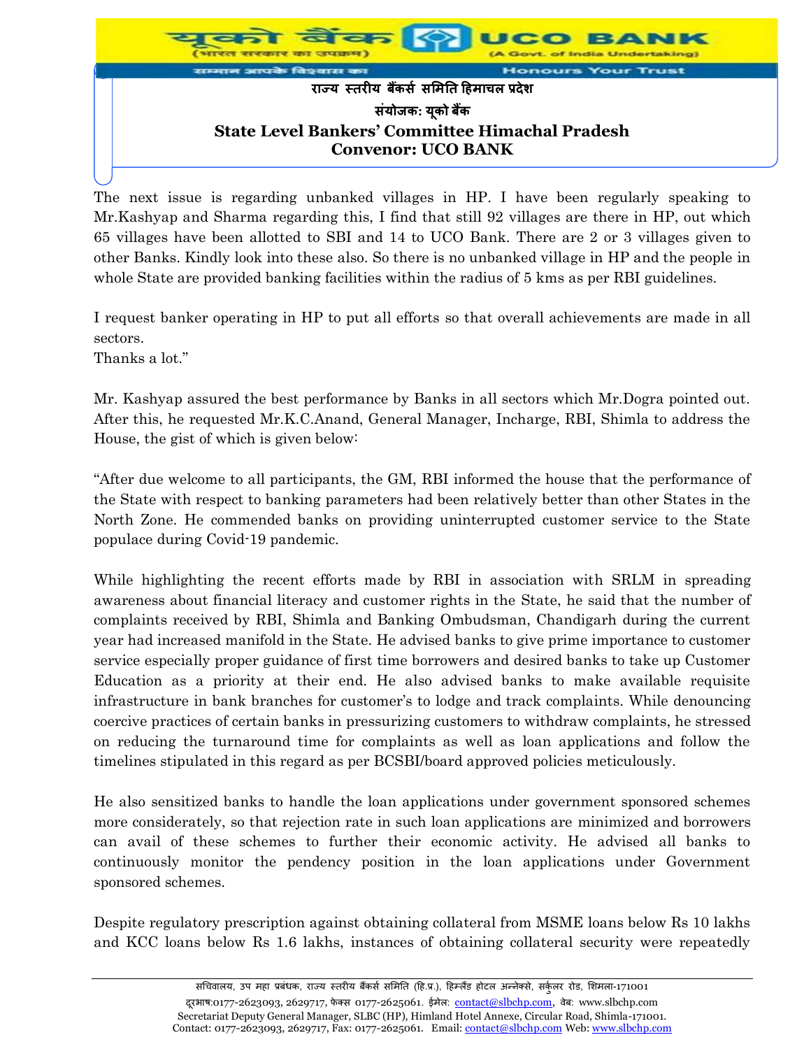The next issue is regarding unbanked villages in HP. I have been regularly speaking to Mr.Kashyap and Sharma regarding this, I find that still 92 villages are there in HP, out which 65 villages have been allotted to SBI and 14 to UCO Bank. There are 2 or 3 villages given to other Banks. Kindly look into these also. So there is no unbanked village in HP and the people in whole State are provided banking facilities within the radius of 5 kms as per RBI guidelines.

I request banker operating in HP to put all efforts so that overall achievements are made in all sectors.
Thanks a lot."

Mr. Kashyap assured the best performance by Banks in all sectors which Mr.Dogra pointed out. After this, he requested Mr.K.C.Anand, General Manager, Incharge, RBI, Shimla to address the House, the gist of which is given below:

"After due welcome to all participants, the GM, RBI informed the house that the performance of the State with respect to banking parameters had been relatively better than other States in the North Zone. He commended banks on providing uninterrupted customer service to the State populace during Covid-19 pandemic.

While highlighting the recent efforts made by RBI in association with SRLM in spreading awareness about financial literacy and customer rights in the State, he said that the number of complaints received by RBI, Shimla and Banking Ombudsman, Chandigarh during the current year had increased manifold in the State. He advised banks to give prime importance to customer service especially proper guidance of first time borrowers and desired banks to take up Customer Education as a priority at their end. He also advised banks to make available requisite infrastructure in bank branches for customer's to lodge and track complaints. While denouncing coercive practices of certain banks in pressurizing customers to withdraw complaints, he stressed on reducing the turnaround time for complaints as well as loan applications and follow the timelines stipulated in this regard as per BCSBI/board approved policies meticulously.

He also sensitized banks to handle the loan applications under government sponsored schemes more considerately, so that rejection rate in such loan applications are minimized and borrowers can avail of these schemes to further their economic activity. He advised all banks to continuously monitor the pendency position in the loan applications under Government sponsored schemes.

Despite regulatory prescription against obtaining collateral from MSME loans below Rs 10 lakhs and KCC loans below Rs 1.6 lakhs, instances of obtaining collateral security were repeatedly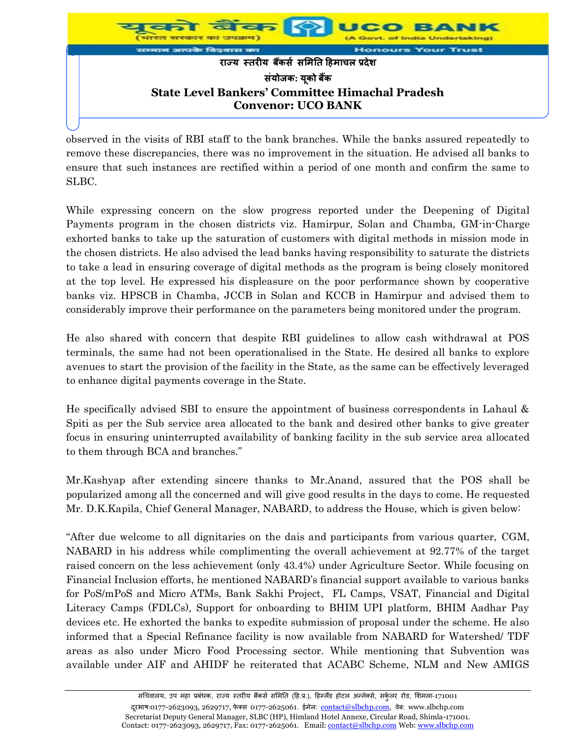observed in the visits of RBI staff to the bank branches. While the banks assured repeatedly to remove these discrepancies, there was no improvement in the situation. He advised all banks to ensure that such instances are rectified within a period of one month and confirm the same to SLBC.

While expressing concern on the slow progress reported under the Deepening of Digital Payments program in the chosen districts viz. Hamirpur, Solan and Chamba, GM-in-Charge exhorted banks to take up the saturation of customers with digital methods in mission mode in the chosen districts. He also advised the lead banks having responsibility to saturate the districts to take a lead in ensuring coverage of digital methods as the program is being closely monitored at the top level. He expressed his displeasure on the poor performance shown by cooperative banks viz. HPSCB in Chamba, JCCB in Solan and KCCB in Hamirpur and advised them to considerably improve their performance on the parameters being monitored under the program.

He also shared with concern that despite RBI guidelines to allow cash withdrawal at POS terminals, the same had not been operationalised in the State. He desired all banks to explore avenues to start the provision of the facility in the State, as the same can be effectively leveraged to enhance digital payments coverage in the State.

He specifically advised SBI to ensure the appointment of business correspondents in Lahaul & Spiti as per the Sub service area allocated to the bank and desired other banks to give greater focus in ensuring uninterrupted availability of banking facility in the sub service area allocated to them through BCA and branches."

Mr.Kashyap after extending sincere thanks to Mr.Anand, assured that the POS shall be popularized among all the concerned and will give good results in the days to come. He requested Mr. D.K.Kapila, Chief General Manager, NABARD, to address the House, which is given below:

"After due welcome to all dignitaries on the dais and participants from various quarter, CGM, NABARD in his address while complimenting the overall achievement at 92.77% of the target raised concern on the less achievement (only 43.4%) under Agriculture Sector. While focusing on Financial Inclusion efforts, he mentioned NABARD's financial support available to various banks for PoS/mPoS and Micro ATMs, Bank Sakhi Project, FL Camps, VSAT, Financial and Digital Literacy Camps (FDLCs), Support for onboarding to BHIM UPI platform, BHIM Aadhar Pay devices etc. He exhorted the banks to expedite submission of proposal under the scheme. He also informed that a Special Refinance facility is now available from NABARD for Watershed/ TDF areas as also under Micro Food Processing sector. While mentioning that Subvention was available under AIF and AHIDF he reiterated that ACABC Scheme, NLM and New AMIGS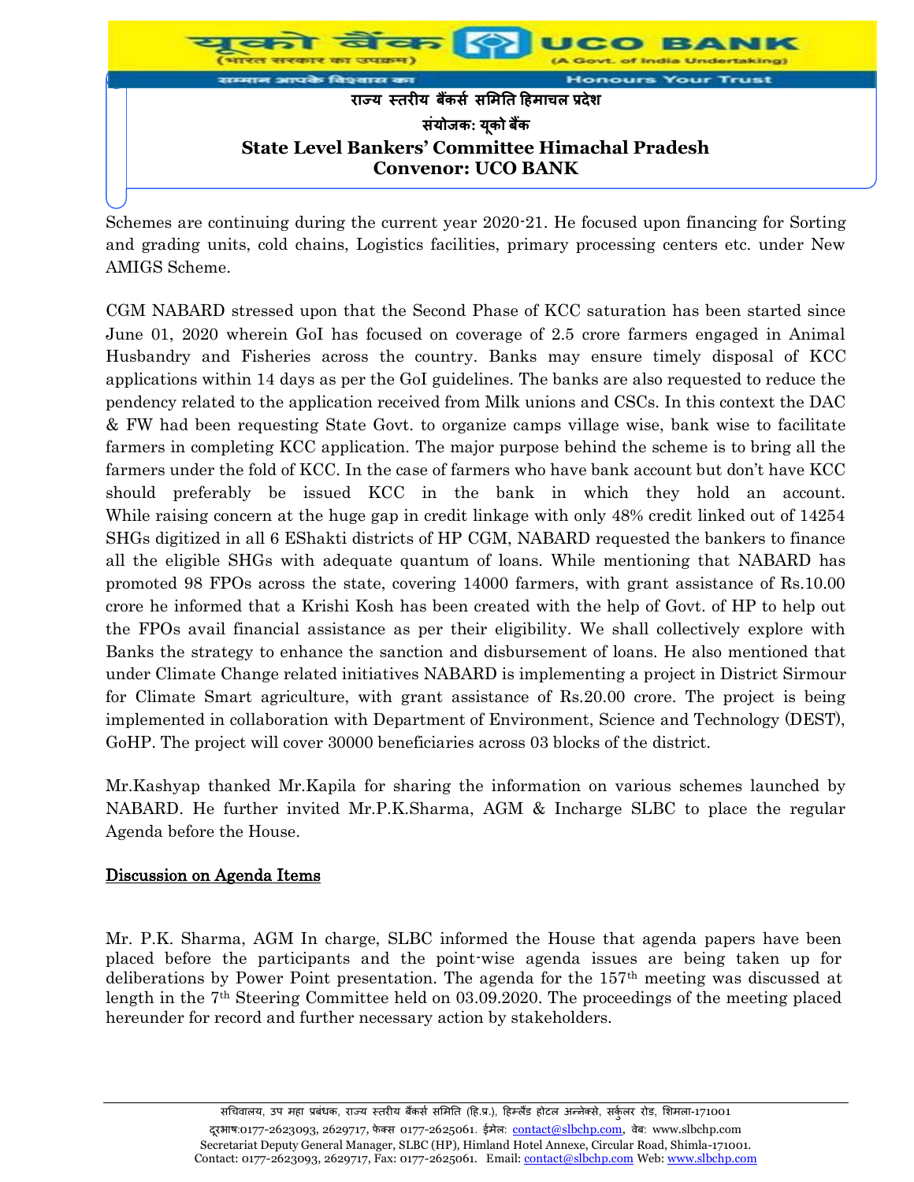Schemes are continuing during the current year 2020-21. He focused upon financing for Sorting and grading units, cold chains, Logistics facilities, primary processing centers etc. under New AMIGS Scheme.

CGM NABARD stressed upon that the Second Phase of KCC saturation has been started since June 01, 2020 wherein GoI has focused on coverage of 2.5 crore farmers engaged in Animal Husbandry and Fisheries across the country. Banks may ensure timely disposal of KCC applications within 14 days as per the GoI guidelines. The banks are also requested to reduce the pendency related to the application received from Milk unions and CSCs. In this context the DAC & FW had been requesting State Govt. to organize camps village wise, bank wise to facilitate farmers in completing KCC application. The major purpose behind the scheme is to bring all the farmers under the fold of KCC. In the case of farmers who have bank account but don't have KCC should preferably be issued KCC in the bank in which they hold an account. While raising concern at the huge gap in credit linkage with only 48% credit linked out of 14254 SHGs digitized in all 6 EShakti districts of HP CGM, NABARD requested the bankers to finance all the eligible SHGs with adequate quantum of loans. While mentioning that NABARD has promoted 98 FPOs across the state, covering 14000 farmers, with grant assistance of Rs.10.00 crore he informed that a Krishi Kosh has been created with the help of Govt. of HP to help out the FPOs avail financial assistance as per their eligibility. We shall collectively explore with Banks the strategy to enhance the sanction and disbursement of loans. He also mentioned that under Climate Change related initiatives NABARD is implementing a project in District Sirmour for Climate Smart agriculture, with grant assistance of Rs.20.00 crore. The project is being implemented in collaboration with Department of Environment, Science and Technology (DEST), GoHP. The project will cover 30000 beneficiaries across 03 blocks of the district.

Mr.Kashyap thanked Mr.Kapila for sharing the information on various schemes launched by NABARD. He further invited Mr.P.K.Sharma, AGM & Incharge SLBC to place the regular Agenda before the House.

## Discussion on Agenda Items

Mr. P.K. Sharma, AGM In charge, SLBC informed the House that agenda papers have been placed before the participants and the point-wise agenda issues are being taken up for deliberations by Power Point presentation. The agenda for the 157th meeting was discussed at length in the 7th Steering Committee held on 03.09.2020. The proceedings of the meeting placed hereunder for record and further necessary action by stakeholders.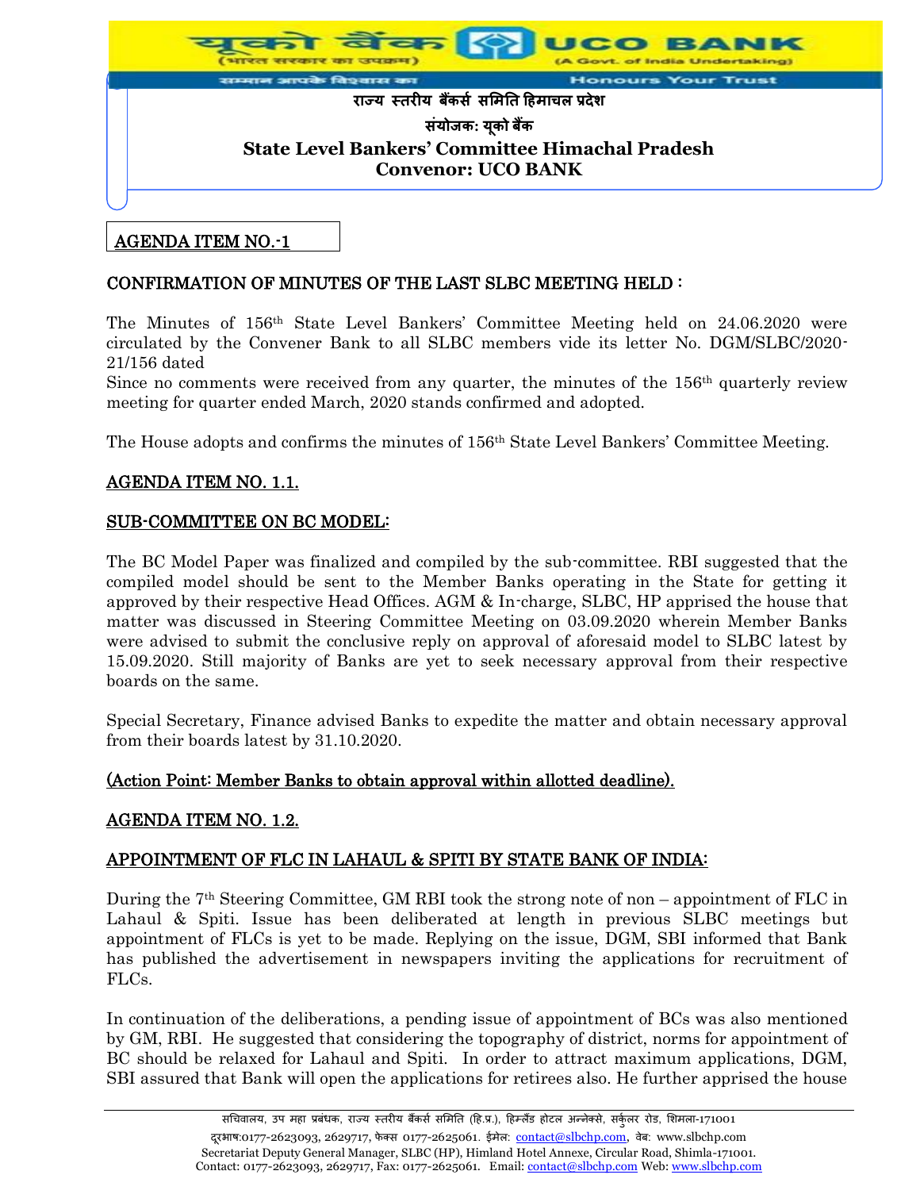राज्य स्तरीय बैंकर्स समिति हिमाचल प्रदेश

संयोजक: यूको बैंक

**State Level Bankers' Committee Himachal Pradesh**
**Convenor: UCO BANK**

## AGENDA ITEM NO.-1

## CONFIRMATION OF MINUTES OF THE LAST SLBC MEETING HELD :

The Minutes of 156th State Level Bankers' Committee Meeting held on 24.06.2020 were circulated by the Convener Bank to all SLBC members vide its letter No. DGM/SLBC/2020-21/156 dated

Since no comments were received from any quarter, the minutes of the 156th quarterly review meeting for quarter ended March, 2020 stands confirmed and adopted.

The House adopts and confirms the minutes of 156th State Level Bankers' Committee Meeting.

## AGENDA ITEM NO. 1.1.

## SUB-COMMITTEE ON BC MODEL:

The BC Model Paper was finalized and compiled by the sub-committee. RBI suggested that the compiled model should be sent to the Member Banks operating in the State for getting it approved by their respective Head Offices. AGM & In-charge, SLBC, HP apprised the house that matter was discussed in Steering Committee Meeting on 03.09.2020 wherein Member Banks were advised to submit the conclusive reply on approval of aforesaid model to SLBC latest by 15.09.2020. Still majority of Banks are yet to seek necessary approval from their respective boards on the same.

Special Secretary, Finance advised Banks to expedite the matter and obtain necessary approval from their boards latest by 31.10.2020.

(Action Point: Member Banks to obtain approval within allotted deadline).

## AGENDA ITEM NO. 1.2.

## APPOINTMENT OF FLC IN LAHAUL & SPITI BY STATE BANK OF INDIA:

During the 7th Steering Committee, GM RBI took the strong note of non – appointment of FLC in Lahaul & Spiti. Issue has been deliberated at length in previous SLBC meetings but appointment of FLCs is yet to be made. Replying on the issue, DGM, SBI informed that Bank has published the advertisement in newspapers inviting the applications for recruitment of FLCs.

In continuation of the deliberations, a pending issue of appointment of BCs was also mentioned by GM, RBI. He suggested that considering the topography of district, norms for appointment of BC should be relaxed for Lahaul and Spiti. In order to attract maximum applications, DGM, SBI assured that Bank will open the applications for retirees also. He further apprised the house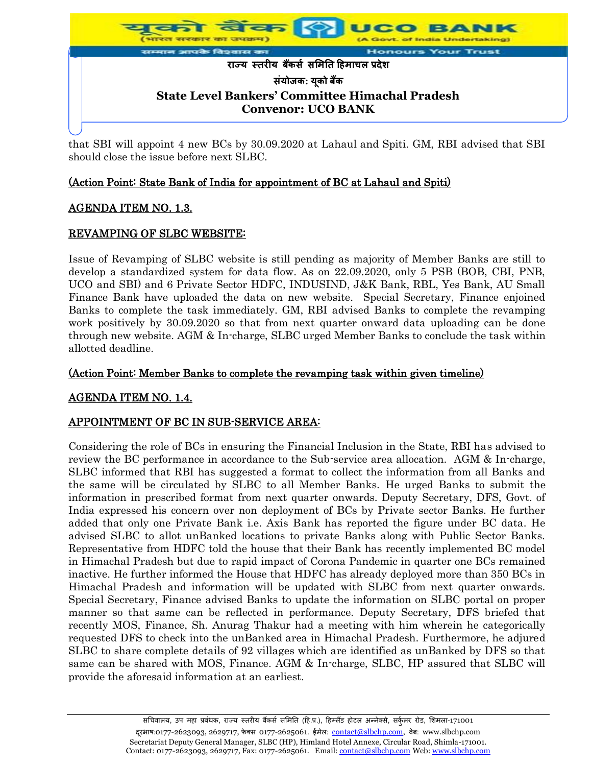that SBI will appoint 4 new BCs by 30.09.2020 at Lahaul and Spiti. GM, RBI advised that SBI should close the issue before next SLBC.

**(Action Point: State Bank of India for appointment of BC at Lahaul and Spiti)**

## AGENDA ITEM NO. 1.3.

## REVAMPING OF SLBC WEBSITE:

Issue of Revamping of SLBC website is still pending as majority of Member Banks are still to develop a standardized system for data flow. As on 22.09.2020, only 5 PSB (BOB, CBI, PNB, UCO and SBI) and 6 Private Sector HDFC, INDUSIND, J&K Bank, RBL, Yes Bank, AU Small Finance Bank have uploaded the data on new website. Special Secretary, Finance enjoined Banks to complete the task immediately. GM, RBI advised Banks to complete the revamping work positively by 30.09.2020 so that from next quarter onward data uploading can be done through new website. AGM & In-charge, SLBC urged Member Banks to conclude the task within allotted deadline.

**(Action Point: Member Banks to complete the revamping task within given timeline)**

## AGENDA ITEM NO. 1.4.

## APPOINTMENT OF BC IN SUB-SERVICE AREA:

Considering the role of BCs in ensuring the Financial Inclusion in the State, RBI has advised to review the BC performance in accordance to the Sub-service area allocation. AGM & In-charge, SLBC informed that RBI has suggested a format to collect the information from all Banks and the same will be circulated by SLBC to all Member Banks. He urged Banks to submit the information in prescribed format from next quarter onwards. Deputy Secretary, DFS, Govt. of India expressed his concern over non deployment of BCs by Private sector Banks. He further added that only one Private Bank i.e. Axis Bank has reported the figure under BC data. He advised SLBC to allot unBanked locations to private Banks along with Public Sector Banks. Representative from HDFC told the house that their Bank has recently implemented BC model in Himachal Pradesh but due to rapid impact of Corona Pandemic in quarter one BCs remained inactive. He further informed the House that HDFC has already deployed more than 350 BCs in Himachal Pradesh and information will be updated with SLBC from next quarter onwards. Special Secretary, Finance advised Banks to update the information on SLBC portal on proper manner so that same can be reflected in performance. Deputy Secretary, DFS briefed that recently MOS, Finance, Sh. Anurag Thakur had a meeting with him wherein he categorically requested DFS to check into the unBanked area in Himachal Pradesh. Furthermore, he adjured SLBC to share complete details of 92 villages which are identified as unBanked by DFS so that same can be shared with MOS, Finance. AGM & In-charge, SLBC, HP assured that SLBC will provide the aforesaid information at an earliest.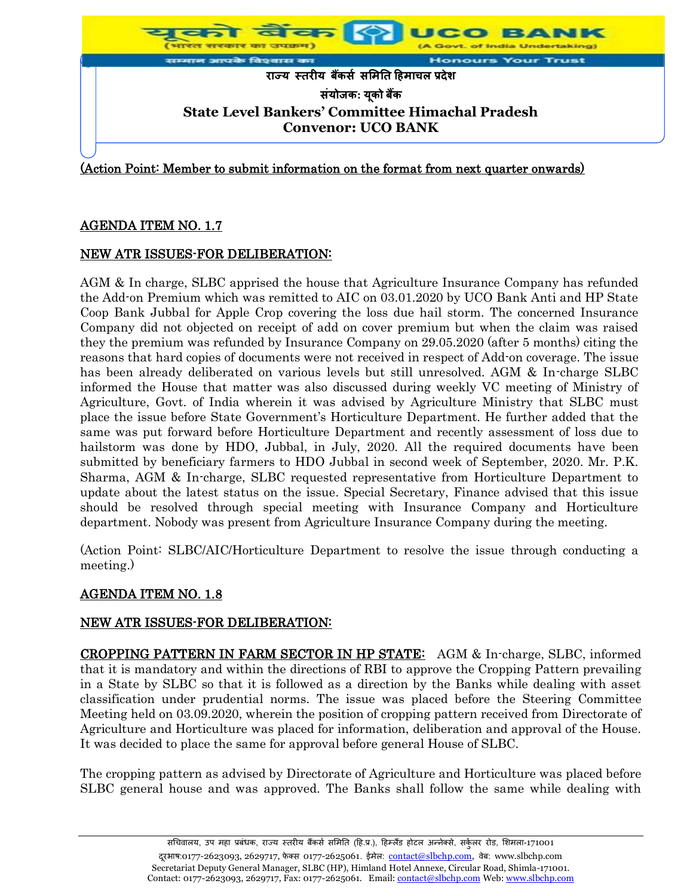(Action Point: Member to submit information on the format from next quarter onwards)

## AGENDA ITEM NO. 1.7

### NEW ATR ISSUES-FOR DELIBERATION:

AGM & In charge, SLBC apprised the house that Agriculture Insurance Company has refunded the Add-on Premium which was remitted to AIC on 03.01.2020 by UCO Bank Anti and HP State Coop Bank Jubbal for Apple Crop covering the loss due hail storm. The concerned Insurance Company did not objected on receipt of add on cover premium but when the claim was raised they the premium was refunded by Insurance Company on 29.05.2020 (after 5 months) citing the reasons that hard copies of documents were not received in respect of Add-on coverage. The issue has been already deliberated on various levels but still unresolved. AGM & In-charge SLBC informed the House that matter was also discussed during weekly VC meeting of Ministry of Agriculture, Govt. of India wherein it was advised by Agriculture Ministry that SLBC must place the issue before State Government's Horticulture Department. He further added that the same was put forward before Horticulture Department and recently assessment of loss due to hailstorm was done by HDO, Jubbal, in July, 2020. All the required documents have been submitted by beneficiary farmers to HDO Jubbal in second week of September, 2020. Mr. P.K. Sharma, AGM & In-charge, SLBC requested representative from Horticulture Department to update about the latest status on the issue. Special Secretary, Finance advised that this issue should be resolved through special meeting with Insurance Company and Horticulture department. Nobody was present from Agriculture Insurance Company during the meeting.

(Action Point: SLBC/AIC/Horticulture Department to resolve the issue through conducting a meeting.)

## AGENDA ITEM NO. 1.8

### NEW ATR ISSUES-FOR DELIBERATION:

**CROPPING PATTERN IN FARM SECTOR IN HP STATE:** AGM & In-charge, SLBC, informed that it is mandatory and within the directions of RBI to approve the Cropping Pattern prevailing in a State by SLBC so that it is followed as a direction by the Banks while dealing with asset classification under prudential norms. The issue was placed before the Steering Committee Meeting held on 03.09.2020, wherein the position of cropping pattern received from Directorate of Agriculture and Horticulture was placed for information, deliberation and approval of the House. It was decided to place the same for approval before general House of SLBC.

The cropping pattern as advised by Directorate of Agriculture and Horticulture was placed before SLBC general house and was approved. The Banks shall follow the same while dealing with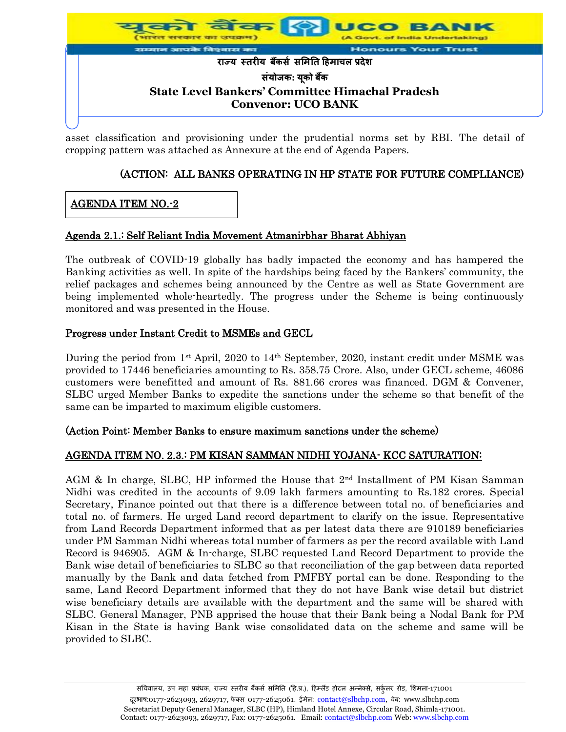asset classification and provisioning under the prudential norms set by RBI. The detail of cropping pattern was attached as Annexure at the end of Agenda Papers.

**(ACTION: ALL BANKS OPERATING IN HP STATE FOR FUTURE COMPLIANCE)**

## AGENDA ITEM NO.-2

### Agenda 2.1.: Self Reliant India Movement Atmanirbhar Bharat Abhiyan

The outbreak of COVID-19 globally has badly impacted the economy and has hampered the Banking activities as well. In spite of the hardships being faced by the Bankers' community, the relief packages and schemes being announced by the Centre as well as State Government are being implemented whole-heartedly. The progress under the Scheme is being continuously monitored and was presented in the House.

### Progress under Instant Credit to MSMEs and GECL

During the period from 1st April, 2020 to 14th September, 2020, instant credit under MSME was provided to 17446 beneficiaries amounting to Rs. 358.75 Crore. Also, under GECL scheme, 46086 customers were benefitted and amount of Rs. 881.66 crores was financed. DGM & Convener, SLBC urged Member Banks to expedite the sanctions under the scheme so that benefit of the same can be imparted to maximum eligible customers.

**(Action Point: Member Banks to ensure maximum sanctions under the scheme)**

### AGENDA ITEM NO. 2.3.: PM KISAN SAMMAN NIDHI YOJANA- KCC SATURATION:

AGM & In charge, SLBC, HP informed the House that 2nd Installment of PM Kisan Samman Nidhi was credited in the accounts of 9.09 lakh farmers amounting to Rs.182 crores. Special Secretary, Finance pointed out that there is a difference between total no. of beneficiaries and total no. of farmers. He urged Land record department to clarify on the issue. Representative from Land Records Department informed that as per latest data there are 910189 beneficiaries under PM Samman Nidhi whereas total number of farmers as per the record available with Land Record is 946905. AGM & In-charge, SLBC requested Land Record Department to provide the Bank wise detail of beneficiaries to SLBC so that reconciliation of the gap between data reported manually by the Bank and data fetched from PMFBY portal can be done. Responding to the same, Land Record Department informed that they do not have Bank wise detail but district wise beneficiary details are available with the department and the same will be shared with SLBC. General Manager, PNB apprised the house that their Bank being a Nodal Bank for PM Kisan in the State is having Bank wise consolidated data on the scheme and same will be provided to SLBC.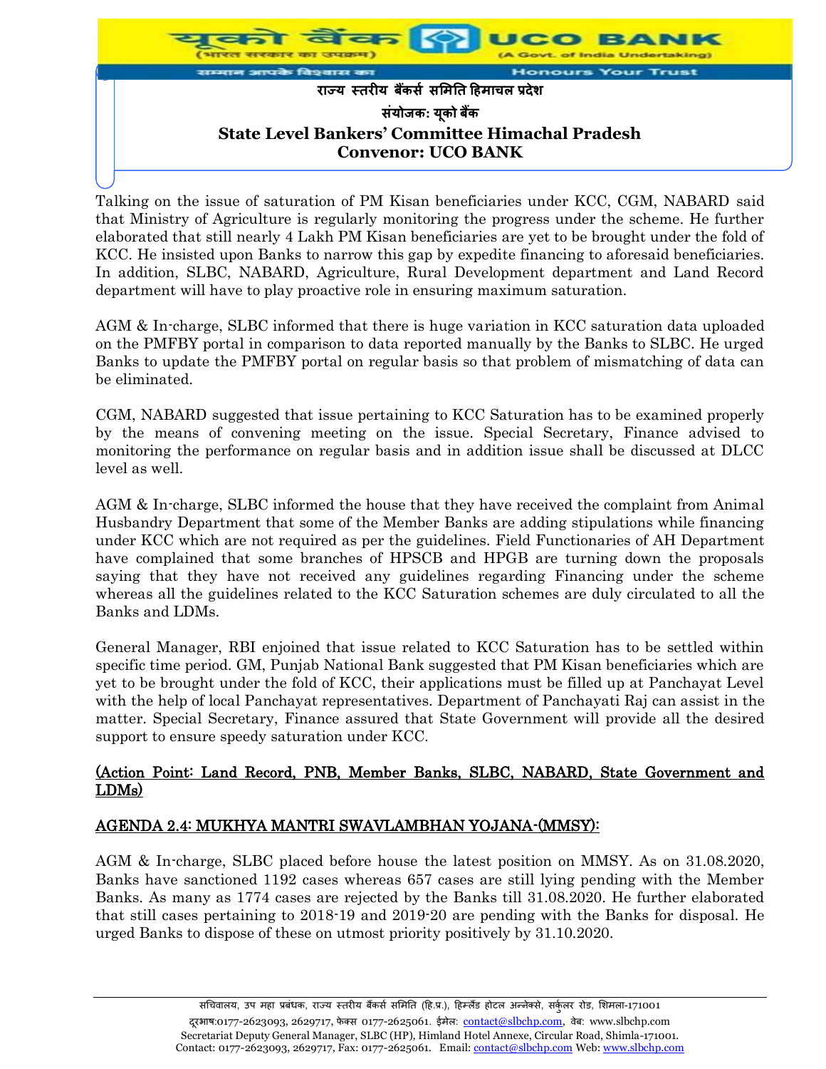Talking on the issue of saturation of PM Kisan beneficiaries under KCC, CGM, NABARD said that Ministry of Agriculture is regularly monitoring the progress under the scheme. He further elaborated that still nearly 4 Lakh PM Kisan beneficiaries are yet to be brought under the fold of KCC. He insisted upon Banks to narrow this gap by expedite financing to aforesaid beneficiaries. In addition, SLBC, NABARD, Agriculture, Rural Development department and Land Record department will have to play proactive role in ensuring maximum saturation.

AGM & In-charge, SLBC informed that there is huge variation in KCC saturation data uploaded on the PMFBY portal in comparison to data reported manually by the Banks to SLBC. He urged Banks to update the PMFBY portal on regular basis so that problem of mismatching of data can be eliminated.

CGM, NABARD suggested that issue pertaining to KCC Saturation has to be examined properly by the means of convening meeting on the issue. Special Secretary, Finance advised to monitoring the performance on regular basis and in addition issue shall be discussed at DLCC level as well.

AGM & In-charge, SLBC informed the house that they have received the complaint from Animal Husbandry Department that some of the Member Banks are adding stipulations while financing under KCC which are not required as per the guidelines. Field Functionaries of AH Department have complained that some branches of HPSCB and HPGB are turning down the proposals saying that they have not received any guidelines regarding Financing under the scheme whereas all the guidelines related to the KCC Saturation schemes are duly circulated to all the Banks and LDMs.

General Manager, RBI enjoined that issue related to KCC Saturation has to be settled within specific time period. GM, Punjab National Bank suggested that PM Kisan beneficiaries which are yet to be brought under the fold of KCC, their applications must be filled up at Panchayat Level with the help of local Panchayat representatives. Department of Panchayati Raj can assist in the matter. Special Secretary, Finance assured that State Government will provide all the desired support to ensure speedy saturation under KCC.

(Action Point: Land Record, PNB, Member Banks, SLBC, NABARD, State Government and LDMs)

## AGENDA 2.4: MUKHYA MANTRI SWAVLAMBHAN YOJANA-(MMSY):

AGM & In-charge, SLBC placed before house the latest position on MMSY. As on 31.08.2020, Banks have sanctioned 1192 cases whereas 657 cases are still lying pending with the Member Banks. As many as 1774 cases are rejected by the Banks till 31.08.2020. He further elaborated that still cases pertaining to 2018-19 and 2019-20 are pending with the Banks for disposal. He urged Banks to dispose of these on utmost priority positively by 31.10.2020.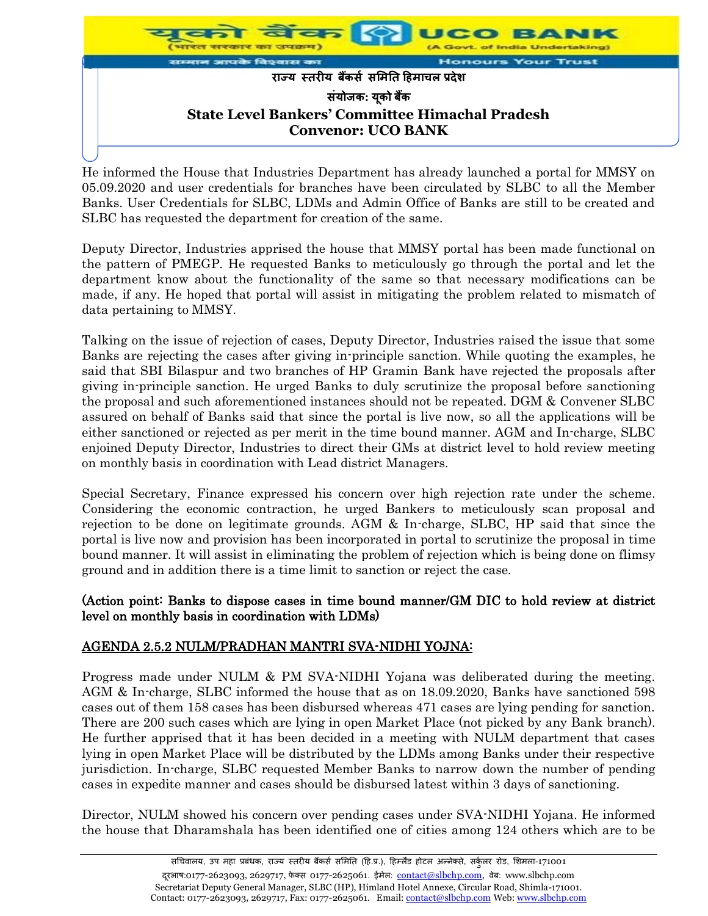He informed the House that Industries Department has already launched a portal for MMSY on 05.09.2020 and user credentials for branches have been circulated by SLBC to all the Member Banks. User Credentials for SLBC, LDMs and Admin Office of Banks are still to be created and SLBC has requested the department for creation of the same.

Deputy Director, Industries apprised the house that MMSY portal has been made functional on the pattern of PMEGP. He requested Banks to meticulously go through the portal and let the department know about the functionality of the same so that necessary modifications can be made, if any. He hoped that portal will assist in mitigating the problem related to mismatch of data pertaining to MMSY.

Talking on the issue of rejection of cases, Deputy Director, Industries raised the issue that some Banks are rejecting the cases after giving in-principle sanction. While quoting the examples, he said that SBI Bilaspur and two branches of HP Gramin Bank have rejected the proposals after giving in-principle sanction. He urged Banks to duly scrutinize the proposal before sanctioning the proposal and such aforementioned instances should not be repeated. DGM & Convener SLBC assured on behalf of Banks said that since the portal is live now, so all the applications will be either sanctioned or rejected as per merit in the time bound manner. AGM and In-charge, SLBC enjoined Deputy Director, Industries to direct their GMs at district level to hold review meeting on monthly basis in coordination with Lead district Managers.

Special Secretary, Finance expressed his concern over high rejection rate under the scheme. Considering the economic contraction, he urged Bankers to meticulously scan proposal and rejection to be done on legitimate grounds. AGM & In-charge, SLBC, HP said that since the portal is live now and provision has been incorporated in portal to scrutinize the proposal in time bound manner. It will assist in eliminating the problem of rejection which is being done on flimsy ground and in addition there is a time limit to sanction or reject the case.

**(Action point: Banks to dispose cases in time bound manner/GM DIC to hold review at district level on monthly basis in coordination with LDMs)**

## AGENDA 2.5.2 NULM/PRADHAN MANTRI SVA-NIDHI YOJNA:

Progress made under NULM & PM SVA-NIDHI Yojana was deliberated during the meeting. AGM & In-charge, SLBC informed the house that as on 18.09.2020, Banks have sanctioned 598 cases out of them 158 cases has been disbursed whereas 471 cases are lying pending for sanction. There are 200 such cases which are lying in open Market Place (not picked by any Bank branch). He further apprised that it has been decided in a meeting with NULM department that cases lying in open Market Place will be distributed by the LDMs among Banks under their respective jurisdiction. In-charge, SLBC requested Member Banks to narrow down the number of pending cases in expedite manner and cases should be disbursed latest within 3 days of sanctioning.

Director, NULM showed his concern over pending cases under SVA-NIDHI Yojana. He informed the house that Dharamshala has been identified one of cities among 124 others which are to be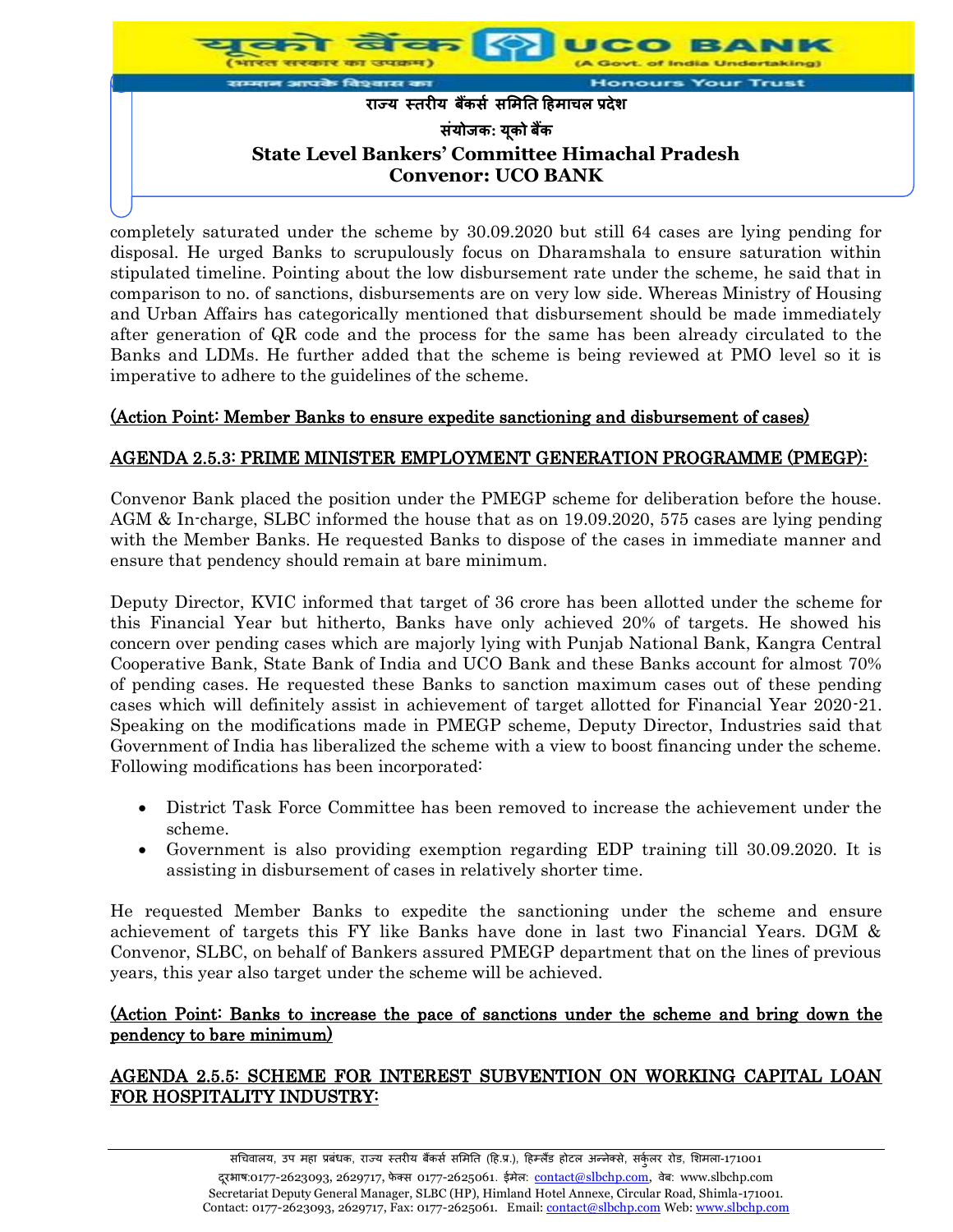completely saturated under the scheme by 30.09.2020 but still 64 cases are lying pending for disposal. He urged Banks to scrupulously focus on Dharamshala to ensure saturation within stipulated timeline. Pointing about the low disbursement rate under the scheme, he said that in comparison to no. of sanctions, disbursements are on very low side. Whereas Ministry of Housing and Urban Affairs has categorically mentioned that disbursement should be made immediately after generation of QR code and the process for the same has been already circulated to the Banks and LDMs. He further added that the scheme is being reviewed at PMO level so it is imperative to adhere to the guidelines of the scheme.

(Action Point: Member Banks to ensure expedite sanctioning and disbursement of cases)

## AGENDA 2.5.3: PRIME MINISTER EMPLOYMENT GENERATION PROGRAMME (PMEGP):

Convenor Bank placed the position under the PMEGP scheme for deliberation before the house. AGM & In-charge, SLBC informed the house that as on 19.09.2020, 575 cases are lying pending with the Member Banks. He requested Banks to dispose of the cases in immediate manner and ensure that pendency should remain at bare minimum.

Deputy Director, KVIC informed that target of 36 crore has been allotted under the scheme for this Financial Year but hitherto, Banks have only achieved 20% of targets. He showed his concern over pending cases which are majorly lying with Punjab National Bank, Kangra Central Cooperative Bank, State Bank of India and UCO Bank and these Banks account for almost 70% of pending cases. He requested these Banks to sanction maximum cases out of these pending cases which will definitely assist in achievement of target allotted for Financial Year 2020-21. Speaking on the modifications made in PMEGP scheme, Deputy Director, Industries said that Government of India has liberalized the scheme with a view to boost financing under the scheme. Following modifications has been incorporated:

- District Task Force Committee has been removed to increase the achievement under the scheme.
- Government is also providing exemption regarding EDP training till 30.09.2020. It is assisting in disbursement of cases in relatively shorter time.

He requested Member Banks to expedite the sanctioning under the scheme and ensure achievement of targets this FY like Banks have done in last two Financial Years. DGM & Convenor, SLBC, on behalf of Bankers assured PMEGP department that on the lines of previous years, this year also target under the scheme will be achieved.

(Action Point: Banks to increase the pace of sanctions under the scheme and bring down the pendency to bare minimum)

## AGENDA 2.5.5: SCHEME FOR INTEREST SUBVENTION ON WORKING CAPITAL LOAN FOR HOSPITALITY INDUSTRY: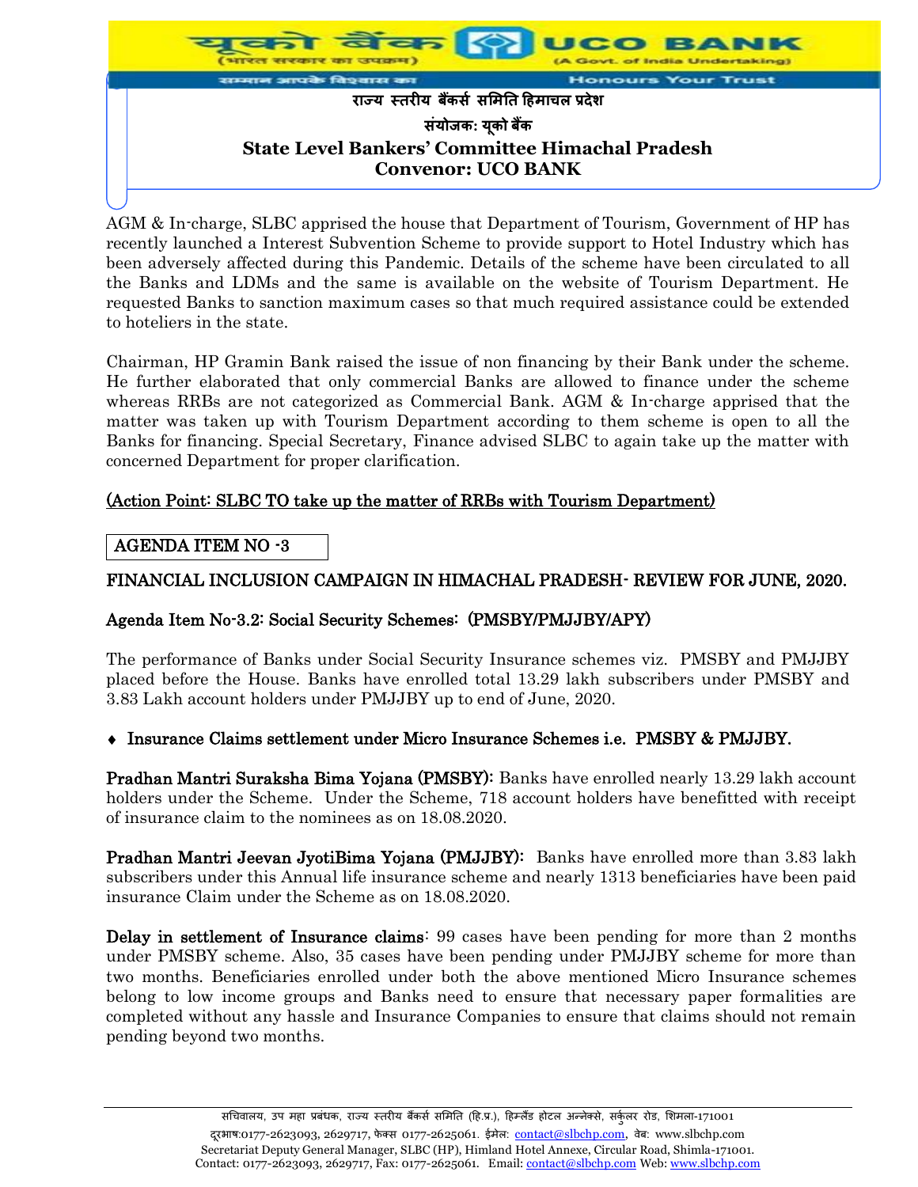AGM & In-charge, SLBC apprised the house that Department of Tourism, Government of HP has recently launched a Interest Subvention Scheme to provide support to Hotel Industry which has been adversely affected during this Pandemic. Details of the scheme have been circulated to all the Banks and LDMs and the same is available on the website of Tourism Department. He requested Banks to sanction maximum cases so that much required assistance could be extended to hoteliers in the state.

Chairman, HP Gramin Bank raised the issue of non financing by their Bank under the scheme. He further elaborated that only commercial Banks are allowed to finance under the scheme whereas RRBs are not categorized as Commercial Bank. AGM & In-charge apprised that the matter was taken up with Tourism Department according to them scheme is open to all the Banks for financing. Special Secretary, Finance advised SLBC to again take up the matter with concerned Department for proper clarification.

(Action Point: SLBC TO take up the matter of RRBs with Tourism Department)

AGENDA ITEM NO -3

## FINANCIAL INCLUSION CAMPAIGN IN HIMACHAL PRADESH- REVIEW FOR JUNE, 2020.

### Agenda Item No-3.2: Social Security Schemes: (PMSBY/PMJJBY/APY)

The performance of Banks under Social Security Insurance schemes viz. PMSBY and PMJJBY placed before the House. Banks have enrolled total 13.29 lakh subscribers under PMSBY and 3.83 Lakh account holders under PMJJBY up to end of June, 2020.

- **Insurance Claims settlement under Micro Insurance Schemes i.e. PMSBY & PMJJBY.**

**Pradhan Mantri Suraksha Bima Yojana (PMSBY):** Banks have enrolled nearly 13.29 lakh account holders under the Scheme. Under the Scheme, 718 account holders have benefitted with receipt of insurance claim to the nominees as on 18.08.2020.

**Pradhan Mantri Jeevan JyotiBima Yojana (PMJJBY):** Banks have enrolled more than 3.83 lakh subscribers under this Annual life insurance scheme and nearly 1313 beneficiaries have been paid insurance Claim under the Scheme as on 18.08.2020.

**Delay in settlement of Insurance claims**: 99 cases have been pending for more than 2 months under PMSBY scheme. Also, 35 cases have been pending under PMJJBY scheme for more than two months. Beneficiaries enrolled under both the above mentioned Micro Insurance schemes belong to low income groups and Banks need to ensure that necessary paper formalities are completed without any hassle and Insurance Companies to ensure that claims should not remain pending beyond two months.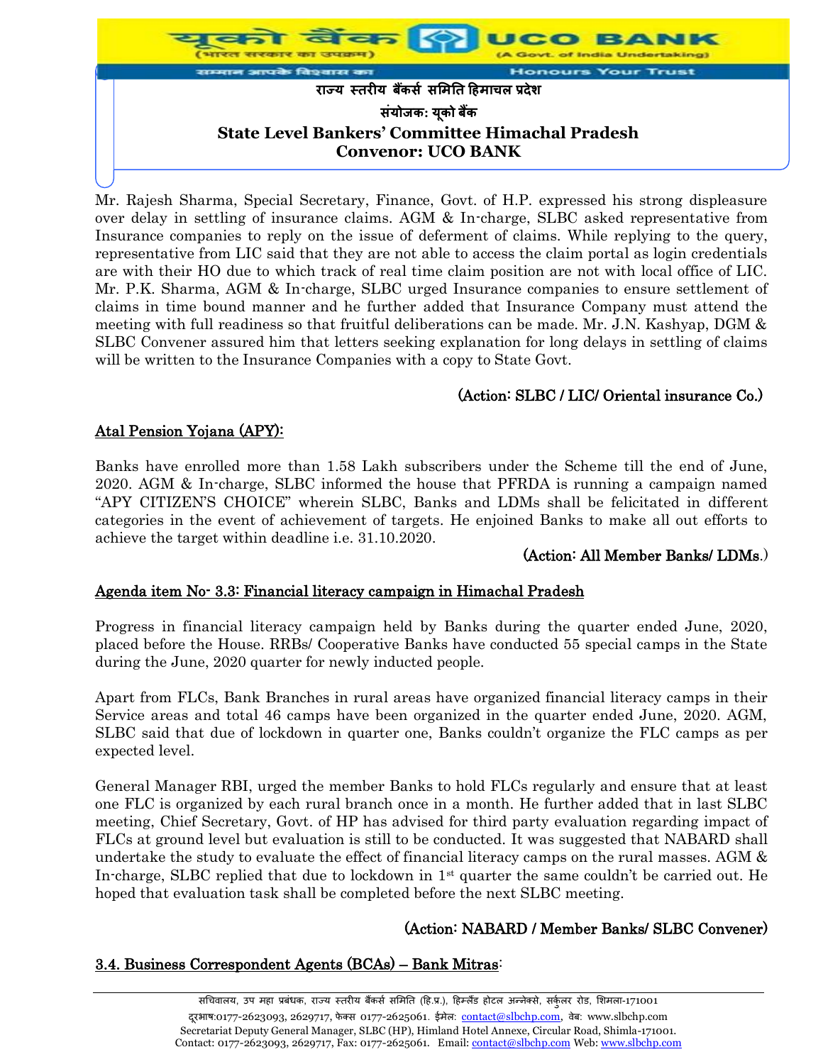Mr. Rajesh Sharma, Special Secretary, Finance, Govt. of H.P. expressed his strong displeasure over delay in settling of insurance claims. AGM & In-charge, SLBC asked representative from Insurance companies to reply on the issue of deferment of claims. While replying to the query, representative from LIC said that they are not able to access the claim portal as login credentials are with their HO due to which track of real time claim position are not with local office of LIC. Mr. P.K. Sharma, AGM & In-charge, SLBC urged Insurance companies to ensure settlement of claims in time bound manner and he further added that Insurance Company must attend the meeting with full readiness so that fruitful deliberations can be made. Mr. J.N. Kashyap, DGM & SLBC Convener assured him that letters seeking explanation for long delays in settling of claims will be written to the Insurance Companies with a copy to State Govt.

**(Action: SLBC / LIC/ Oriental insurance Co.)**

## Atal Pension Yojana (APY):

Banks have enrolled more than 1.58 Lakh subscribers under the Scheme till the end of June, 2020. AGM & In-charge, SLBC informed the house that PFRDA is running a campaign named "APY CITIZEN'S CHOICE" wherein SLBC, Banks and LDMs shall be felicitated in different categories in the event of achievement of targets. He enjoined Banks to make all out efforts to achieve the target within deadline i.e. 31.10.2020.

**(Action: All Member Banks/ LDMs.)**

## Agenda item No- 3.3: Financial literacy campaign in Himachal Pradesh

Progress in financial literacy campaign held by Banks during the quarter ended June, 2020, placed before the House. RRBs/ Cooperative Banks have conducted 55 special camps in the State during the June, 2020 quarter for newly inducted people.

Apart from FLCs, Bank Branches in rural areas have organized financial literacy camps in their Service areas and total 46 camps have been organized in the quarter ended June, 2020. AGM, SLBC said that due of lockdown in quarter one, Banks couldn't organize the FLC camps as per expected level.

General Manager RBI, urged the member Banks to hold FLCs regularly and ensure that at least one FLC is organized by each rural branch once in a month. He further added that in last SLBC meeting, Chief Secretary, Govt. of HP has advised for third party evaluation regarding impact of FLCs at ground level but evaluation is still to be conducted. It was suggested that NABARD shall undertake the study to evaluate the effect of financial literacy camps on the rural masses. AGM & In-charge, SLBC replied that due to lockdown in 1st quarter the same couldn't be carried out. He hoped that evaluation task shall be completed before the next SLBC meeting.

**(Action: NABARD / Member Banks/ SLBC Convener)**

## 3.4. Business Correspondent Agents (BCAs) – Bank Mitras: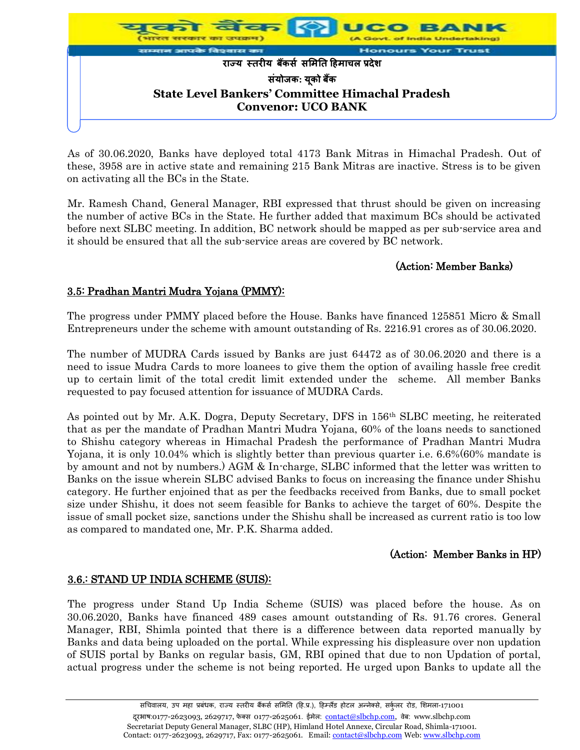As of 30.06.2020, Banks have deployed total 4173 Bank Mitras in Himachal Pradesh. Out of these, 3958 are in active state and remaining 215 Bank Mitras are inactive. Stress is to be given on activating all the BCs in the State.

Mr. Ramesh Chand, General Manager, RBI expressed that thrust should be given on increasing the number of active BCs in the State. He further added that maximum BCs should be activated before next SLBC meeting. In addition, BC network should be mapped as per sub-service area and it should be ensured that all the sub-service areas are covered by BC network.

**(Action: Member Banks)**

## 3.5: Pradhan Mantri Mudra Yojana (PMMY):

The progress under PMMY placed before the House. Banks have financed 125851 Micro & Small Entrepreneurs under the scheme with amount outstanding of Rs. 2216.91 crores as of 30.06.2020.

The number of MUDRA Cards issued by Banks are just 64472 as of 30.06.2020 and there is a need to issue Mudra Cards to more loanees to give them the option of availing hassle free credit up to certain limit of the total credit limit extended under the scheme. All member Banks requested to pay focused attention for issuance of MUDRA Cards.

As pointed out by Mr. A.K. Dogra, Deputy Secretary, DFS in 156th SLBC meeting, he reiterated that as per the mandate of Pradhan Mantri Mudra Yojana, 60% of the loans needs to sanctioned to Shishu category whereas in Himachal Pradesh the performance of Pradhan Mantri Mudra Yojana, it is only 10.04% which is slightly better than previous quarter i.e. 6.6%(60% mandate is by amount and not by numbers.) AGM & In-charge, SLBC informed that the letter was written to Banks on the issue wherein SLBC advised Banks to focus on increasing the finance under Shishu category. He further enjoined that as per the feedbacks received from Banks, due to small pocket size under Shishu, it does not seem feasible for Banks to achieve the target of 60%. Despite the issue of small pocket size, sanctions under the Shishu shall be increased as current ratio is too low as compared to mandated one, Mr. P.K. Sharma added.

**(Action: Member Banks in HP)**

## 3.6.: STAND UP INDIA SCHEME (SUIS):

The progress under Stand Up India Scheme (SUIS) was placed before the house. As on 30.06.2020, Banks have financed 489 cases amount outstanding of Rs. 91.76 crores. General Manager, RBI, Shimla pointed that there is a difference between data reported manually by Banks and data being uploaded on the portal. While expressing his displeasure over non updation of SUIS portal by Banks on regular basis, GM, RBI opined that due to non Updation of portal, actual progress under the scheme is not being reported. He urged upon Banks to update all the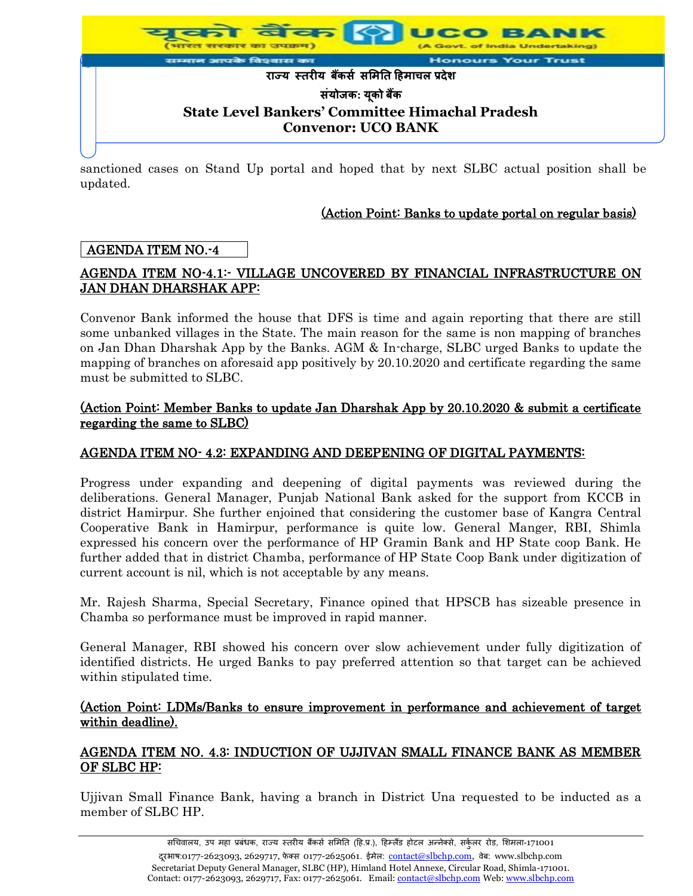sanctioned cases on Stand Up portal and hoped that by next SLBC actual position shall be updated.

**(Action Point: Banks to update portal on regular basis)**

## AGENDA ITEM NO.-4

### AGENDA ITEM NO-4.1:- VILLAGE UNCOVERED BY FINANCIAL INFRASTRUCTURE ON JAN DHAN DHARSHAK APP:

Convenor Bank informed the house that DFS is time and again reporting that there are still some unbanked villages in the State. The main reason for the same is non mapping of branches on Jan Dhan Dharshak App by the Banks. AGM & In-charge, SLBC urged Banks to update the mapping of branches on aforesaid app positively by 20.10.2020 and certificate regarding the same must be submitted to SLBC.

**(Action Point: Member Banks to update Jan Dharshak App by 20.10.2020 & submit a certificate regarding the same to SLBC)**

### AGENDA ITEM NO- 4.2: EXPANDING AND DEEPENING OF DIGITAL PAYMENTS:

Progress under expanding and deepening of digital payments was reviewed during the deliberations. General Manager, Punjab National Bank asked for the support from KCCB in district Hamirpur. She further enjoined that considering the customer base of Kangra Central Cooperative Bank in Hamirpur, performance is quite low. General Manger, RBI, Shimla expressed his concern over the performance of HP Gramin Bank and HP State coop Bank. He further added that in district Chamba, performance of HP State Coop Bank under digitization of current account is nil, which is not acceptable by any means.

Mr. Rajesh Sharma, Special Secretary, Finance opined that HPSCB has sizeable presence in Chamba so performance must be improved in rapid manner.

General Manager, RBI showed his concern over slow achievement under fully digitization of identified districts. He urged Banks to pay preferred attention so that target can be achieved within stipulated time.

**(Action Point: LDMs/Banks to ensure improvement in performance and achievement of target within deadline).**

### AGENDA ITEM NO. 4.3: INDUCTION OF UJJIVAN SMALL FINANCE BANK AS MEMBER OF SLBC HP:

Ujjivan Small Finance Bank, having a branch in District Una requested to be inducted as a member of SLBC HP.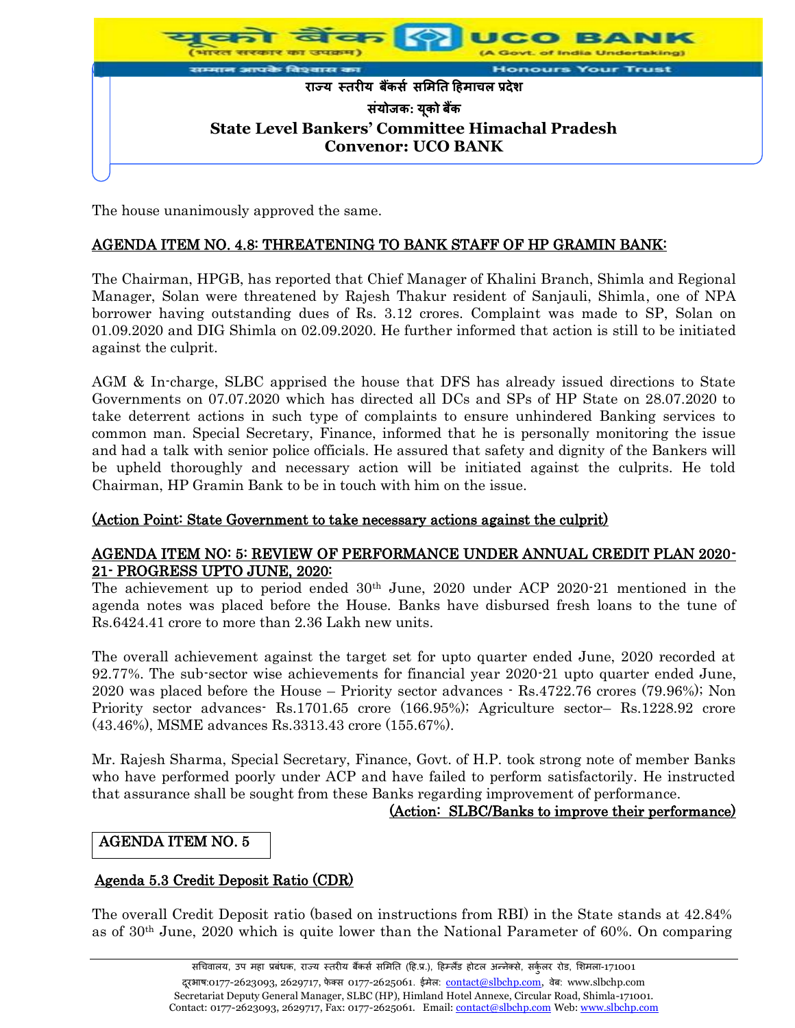The house unanimously approved the same.

## AGENDA ITEM NO. 4.8: THREATENING TO BANK STAFF OF HP GRAMIN BANK:

The Chairman, HPGB, has reported that Chief Manager of Khalini Branch, Shimla and Regional Manager, Solan were threatened by Rajesh Thakur resident of Sanjauli, Shimla, one of NPA borrower having outstanding dues of Rs. 3.12 crores. Complaint was made to SP, Solan on 01.09.2020 and DIG Shimla on 02.09.2020. He further informed that action is still to be initiated against the culprit.

AGM & In-charge, SLBC apprised the house that DFS has already issued directions to State Governments on 07.07.2020 which has directed all DCs and SPs of HP State on 28.07.2020 to take deterrent actions in such type of complaints to ensure unhindered Banking services to common man. Special Secretary, Finance, informed that he is personally monitoring the issue and had a talk with senior police officials. He assured that safety and dignity of the Bankers will be upheld thoroughly and necessary action will be initiated against the culprits. He told Chairman, HP Gramin Bank to be in touch with him on the issue.

**(Action Point: State Government to take necessary actions against the culprit)**

## AGENDA ITEM NO: 5: REVIEW OF PERFORMANCE UNDER ANNUAL CREDIT PLAN 2020-21- PROGRESS UPTO JUNE, 2020:

The achievement up to period ended 30th June, 2020 under ACP 2020-21 mentioned in the agenda notes was placed before the House. Banks have disbursed fresh loans to the tune of Rs.6424.41 crore to more than 2.36 Lakh new units.

The overall achievement against the target set for upto quarter ended June, 2020 recorded at 92.77%. The sub-sector wise achievements for financial year 2020-21 upto quarter ended June, 2020 was placed before the House – Priority sector advances - Rs.4722.76 crores (79.96%); Non Priority sector advances- Rs.1701.65 crore (166.95%); Agriculture sector– Rs.1228.92 crore (43.46%), MSME advances Rs.3313.43 crore (155.67%).

Mr. Rajesh Sharma, Special Secretary, Finance, Govt. of H.P. took strong note of member Banks who have performed poorly under ACP and have failed to perform satisfactorily. He instructed that assurance shall be sought from these Banks regarding improvement of performance.

**(Action: SLBC/Banks to improve their performance)**

## AGENDA ITEM NO. 5

### Agenda 5.3 Credit Deposit Ratio (CDR)

The overall Credit Deposit ratio (based on instructions from RBI) in the State stands at 42.84% as of 30th June, 2020 which is quite lower than the National Parameter of 60%. On comparing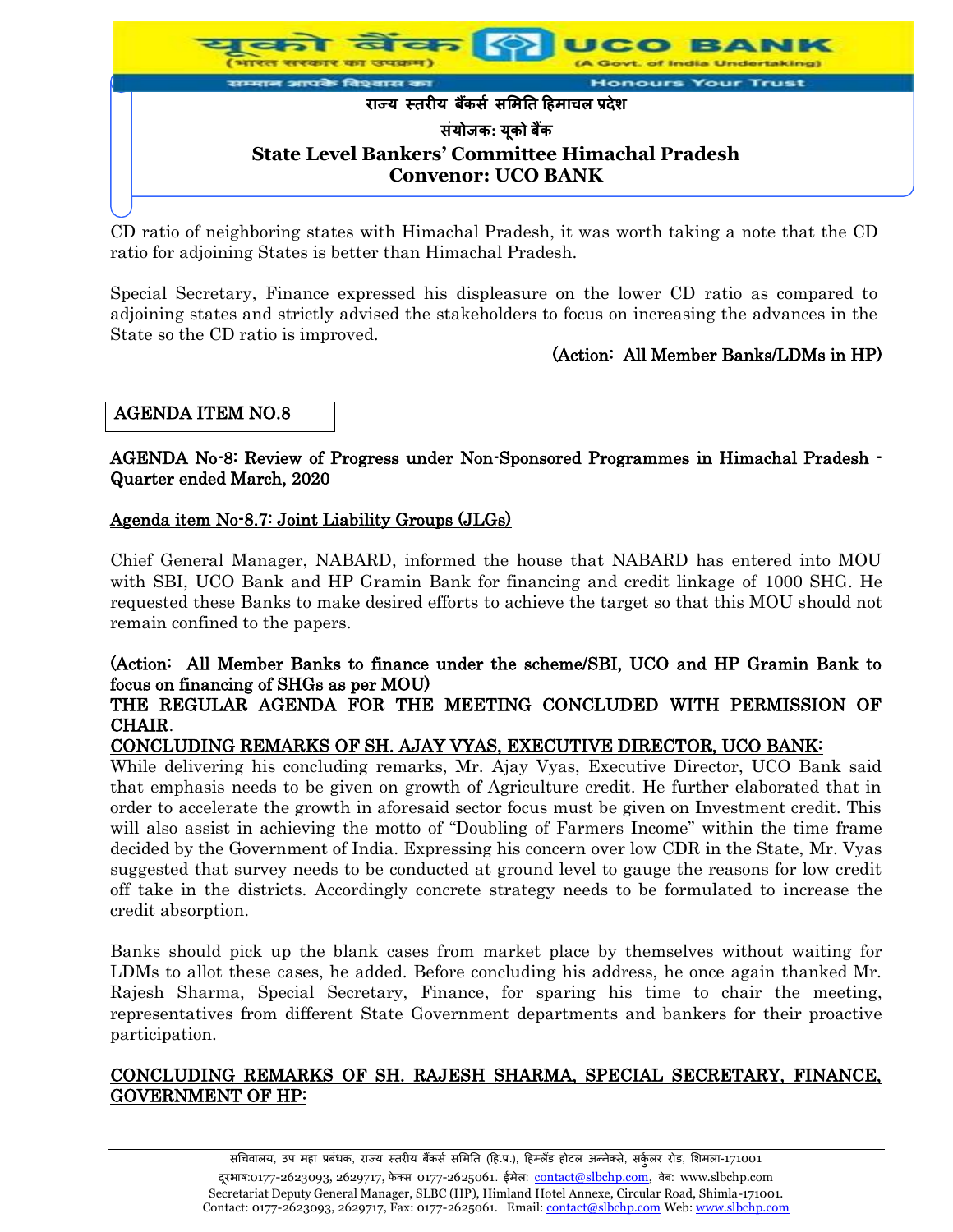CD ratio of neighboring states with Himachal Pradesh, it was worth taking a note that the CD ratio for adjoining States is better than Himachal Pradesh.

Special Secretary, Finance expressed his displeasure on the lower CD ratio as compared to adjoining states and strictly advised the stakeholders to focus on increasing the advances in the State so the CD ratio is improved.

**(Action: All Member Banks/LDMs in HP)**

| AGENDA ITEM NO.8 |
|---|

**AGENDA No-8: Review of Progress under Non-Sponsored Programmes in Himachal Pradesh - Quarter ended March, 2020**

**Agenda item No-8.7: Joint Liability Groups (JLGs)**

Chief General Manager, NABARD, informed the house that NABARD has entered into MOU with SBI, UCO Bank and HP Gramin Bank for financing and credit linkage of 1000 SHG. He requested these Banks to make desired efforts to achieve the target so that this MOU should not remain confined to the papers.

**(Action: All Member Banks to finance under the scheme/SBI, UCO and HP Gramin Bank to focus on financing of SHGs as per MOU)**

**THE REGULAR AGENDA FOR THE MEETING CONCLUDED WITH PERMISSION OF CHAIR.**

**CONCLUDING REMARKS OF SH. AJAY VYAS, EXECUTIVE DIRECTOR, UCO BANK:**

While delivering his concluding remarks, Mr. Ajay Vyas, Executive Director, UCO Bank said that emphasis needs to be given on growth of Agriculture credit. He further elaborated that in order to accelerate the growth in aforesaid sector focus must be given on Investment credit. This will also assist in achieving the motto of "Doubling of Farmers Income" within the time frame decided by the Government of India. Expressing his concern over low CDR in the State, Mr. Vyas suggested that survey needs to be conducted at ground level to gauge the reasons for low credit off take in the districts. Accordingly concrete strategy needs to be formulated to increase the credit absorption.

Banks should pick up the blank cases from market place by themselves without waiting for LDMs to allot these cases, he added. Before concluding his address, he once again thanked Mr. Rajesh Sharma, Special Secretary, Finance, for sparing his time to chair the meeting, representatives from different State Government departments and bankers for their proactive participation.

**CONCLUDING REMARKS OF SH. RAJESH SHARMA, SPECIAL SECRETARY, FINANCE, GOVERNMENT OF HP:**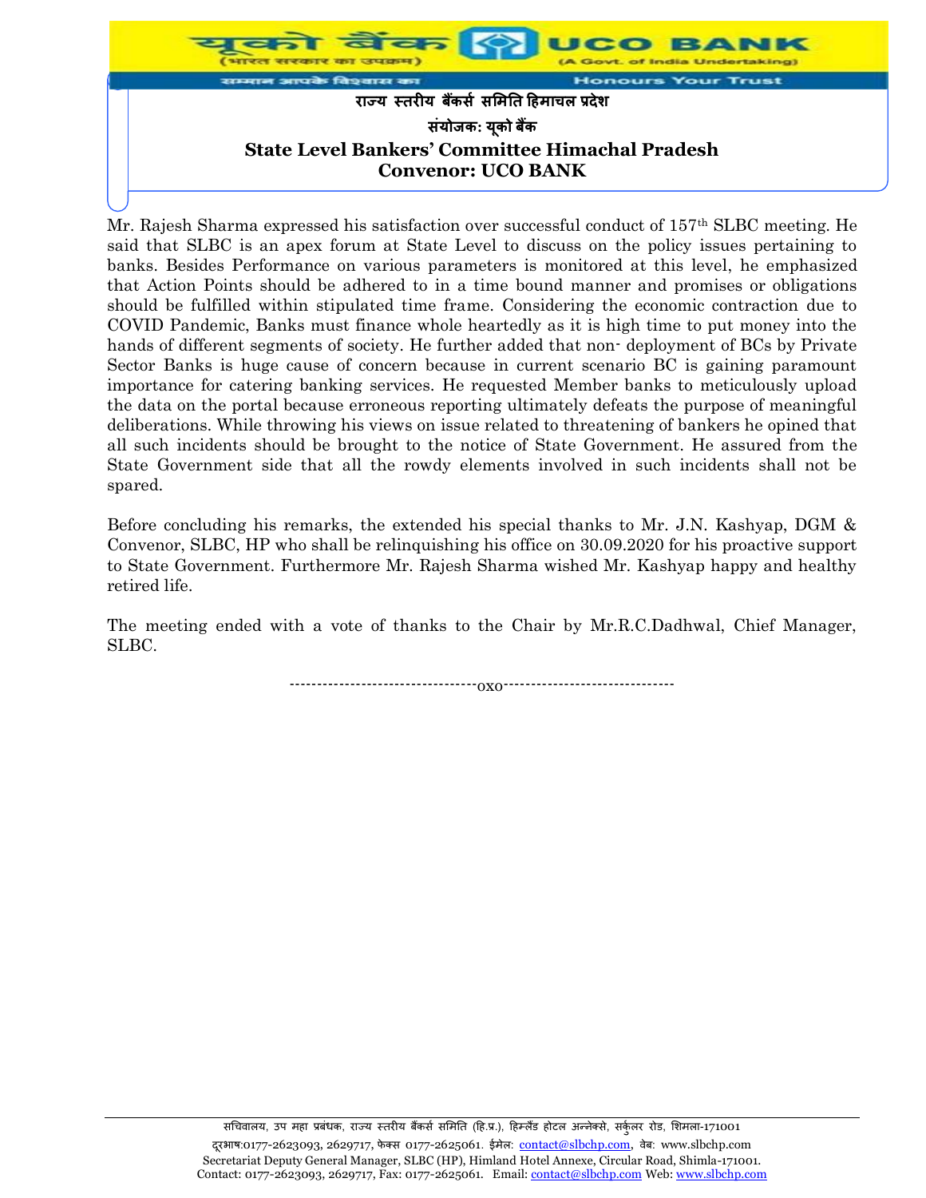Mr. Rajesh Sharma expressed his satisfaction over successful conduct of 157th SLBC meeting. He said that SLBC is an apex forum at State Level to discuss on the policy issues pertaining to banks. Besides Performance on various parameters is monitored at this level, he emphasized that Action Points should be adhered to in a time bound manner and promises or obligations should be fulfilled within stipulated time frame. Considering the economic contraction due to COVID Pandemic, Banks must finance whole heartedly as it is high time to put money into the hands of different segments of society. He further added that non- deployment of BCs by Private Sector Banks is huge cause of concern because in current scenario BC is gaining paramount importance for catering banking services. He requested Member banks to meticulously upload the data on the portal because erroneous reporting ultimately defeats the purpose of meaningful deliberations. While throwing his views on issue related to threatening of bankers he opined that all such incidents should be brought to the notice of State Government. He assured from the State Government side that all the rowdy elements involved in such incidents shall not be spared.

Before concluding his remarks, the extended his special thanks to Mr. J.N. Kashyap, DGM & Convenor, SLBC, HP who shall be relinquishing his office on 30.09.2020 for his proactive support to State Government. Furthermore Mr. Rajesh Sharma wished Mr. Kashyap happy and healthy retired life.

The meeting ended with a vote of thanks to the Chair by Mr.R.C.Dadhwal, Chief Manager, SLBC.

----------------------------------oxo-------------------------------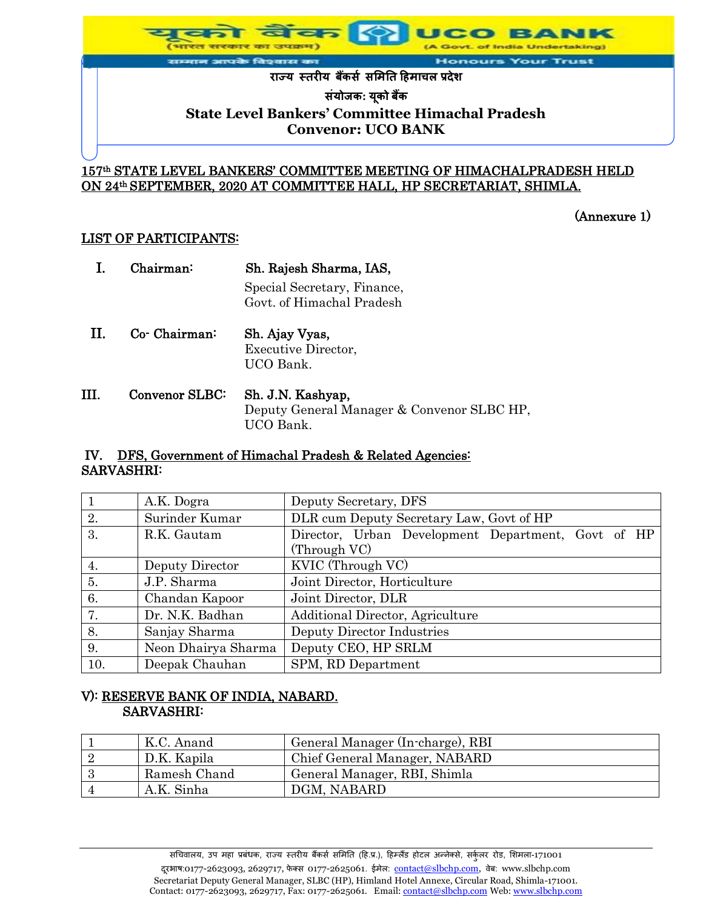राज्य स्तरीय बैंकर्स समिति हिमाचल प्रदेश

संयोजक: यूको बैंक

**State Level Bankers' Committee Himachal Pradesh**
**Convenor: UCO BANK**

**157th STATE LEVEL BANKERS' COMMITTEE MEETING OF HIMACHALPRADESH HELD ON 24th SEPTEMBER, 2020 AT COMMITTEE HALL, HP SECRETARIAT, SHIMLA.**

(Annexure 1)

**LIST OF PARTICIPANTS:**

I. **Chairman:** **Sh. Rajesh Sharma, IAS,**
Special Secretary, Finance,
Govt. of Himachal Pradesh

II. **Co- Chairman:** **Sh. Ajay Vyas,**
Executive Director,
UCO Bank.

III. **Convenor SLBC:** **Sh. J.N. Kashyap,**
Deputy General Manager & Convenor SLBC HP,
UCO Bank.

**IV. DFS, Government of Himachal Pradesh & Related Agencies:**
**SARVASHRI:**

| | | |
|---|---|---|
| 1 | A.K. Dogra | Deputy Secretary, DFS |
| 2. | Surinder Kumar | DLR cum Deputy Secretary Law, Govt of HP |
| 3. | R.K. Gautam | Director, Urban Development Department, Govt of HP (Through VC) |
| 4. | Deputy Director | KVIC (Through VC) |
| 5. | J.P. Sharma | Joint Director, Horticulture |
| 6. | Chandan Kapoor | Joint Director, DLR |
| 7. | Dr. N.K. Badhan | Additional Director, Agriculture |
| 8. | Sanjay Sharma | Deputy Director Industries |
| 9. | Neon Dhairya Sharma | Deputy CEO, HP SRLM |
| 10. | Deepak Chauhan | SPM, RD Department |

**V): RESERVE BANK OF INDIA, NABARD.**
**SARVASHRI:**

| | | |
|---|---|---|
| 1 | K.C. Anand | General Manager (In-charge), RBI |
| 2 | D.K. Kapila | Chief General Manager, NABARD |
| 3 | Ramesh Chand | General Manager, RBI, Shimla |
| 4 | A.K. Sinha | DGM, NABARD |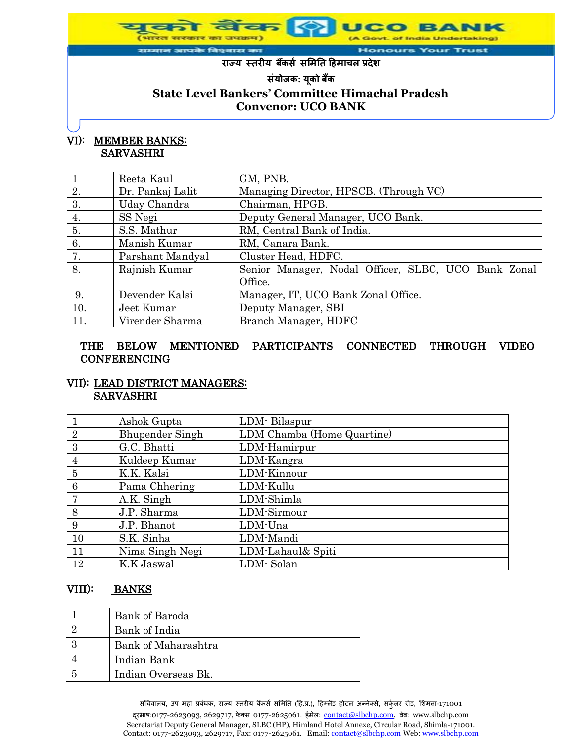### VI): MEMBER BANKS:
**SARVASHRI**

| | | |
|---|---|---|
| 1 | Reeta Kaul | GM, PNB. |
| 2. | Dr. Pankaj Lalit | Managing Director, HPSCB. (Through VC) |
| 3. | Uday Chandra | Chairman, HPGB. |
| 4. | SS Negi | Deputy General Manager, UCO Bank. |
| 5. | S.S. Mathur | RM, Central Bank of India. |
| 6. | Manish Kumar | RM, Canara Bank. |
| 7. | Parshant Mandyal | Cluster Head, HDFC. |
| 8. | Rajnish Kumar | Senior Manager, Nodal Officer, SLBC, UCO Bank Zonal Office. |
| 9. | Devender Kalsi | Manager, IT, UCO Bank Zonal Office. |
| 10. | Jeet Kumar | Deputy Manager, SBI |
| 11. | Virender Sharma | Branch Manager, HDFC |

**THE BELOW MENTIONED PARTICIPANTS CONNECTED THROUGH VIDEO CONFERENCING**

### VII): LEAD DISTRICT MANAGERS:
**SARVASHRI**

| | | |
|---|---|---|
| 1 | Ashok Gupta | LDM- Bilaspur |
| 2 | Bhupender Singh | LDM Chamba (Home Quartine) |
| 3 | G.C. Bhatti | LDM-Hamirpur |
| 4 | Kuldeep Kumar | LDM-Kangra |
| 5 | K.K. Kalsi | LDM-Kinnour |
| 6 | Pama Chhering | LDM-Kullu |
| 7 | A.K. Singh | LDM-Shimla |
| 8 | J.P. Sharma | LDM-Sirmour |
| 9 | J.P. Bhanot | LDM-Una |
| 10 | S.K. Sinha | LDM-Mandi |
| 11 | Nima Singh Negi | LDM-Lahaul& Spiti |
| 12 | K.K Jaswal | LDM- Solan |

### VIII): BANKS

| | |
|---|---|
| 1 | Bank of Baroda |
| 2 | Bank of India |
| 3 | Bank of Maharashtra |
| 4 | Indian Bank |
| 5 | Indian Overseas Bk. |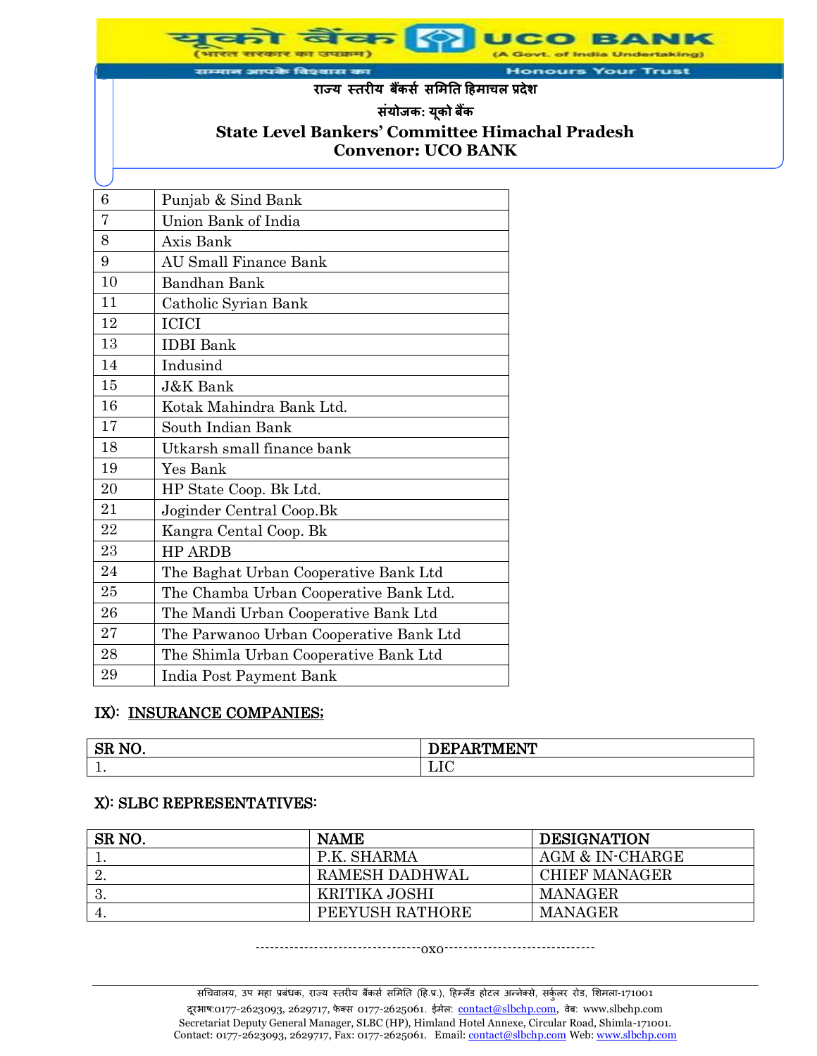| | |
|---|---|
| 6 | Punjab & Sind Bank |
| 7 | Union Bank of India |
| 8 | Axis Bank |
| 9 | AU Small Finance Bank |
| 10 | Bandhan Bank |
| 11 | Catholic Syrian Bank |
| 12 | ICICI |
| 13 | IDBI Bank |
| 14 | Indusind |
| 15 | J&K Bank |
| 16 | Kotak Mahindra Bank Ltd. |
| 17 | South Indian Bank |
| 18 | Utkarsh small finance bank |
| 19 | Yes Bank |
| 20 | HP State Coop. Bk Ltd. |
| 21 | Joginder Central Coop.Bk |
| 22 | Kangra Cental Coop. Bk |
| 23 | HP ARDB |
| 24 | The Baghat Urban Cooperative Bank Ltd |
| 25 | The Chamba Urban Cooperative Bank Ltd. |
| 26 | The Mandi Urban Cooperative Bank Ltd |
| 27 | The Parwanoo Urban Cooperative Bank Ltd |
| 28 | The Shimla Urban Cooperative Bank Ltd |
| 29 | India Post Payment Bank |

## IX): INSURANCE COMPANIES;

| SR NO. | DEPARTMENT |
|---|---|
| 1. | LIC |

## X): SLBC REPRESENTATIVES:

| SR NO. | NAME | DESIGNATION |
|---|---|---|
| 1. | P.K. SHARMA | AGM & IN-CHARGE |
| 2. | RAMESH DADHWAL | CHIEF MANAGER |
| 3. | KRITIKA JOSHI | MANAGER |
| 4. | PEEYUSH RATHORE | MANAGER |

----------------------------------oxo-------------------------------